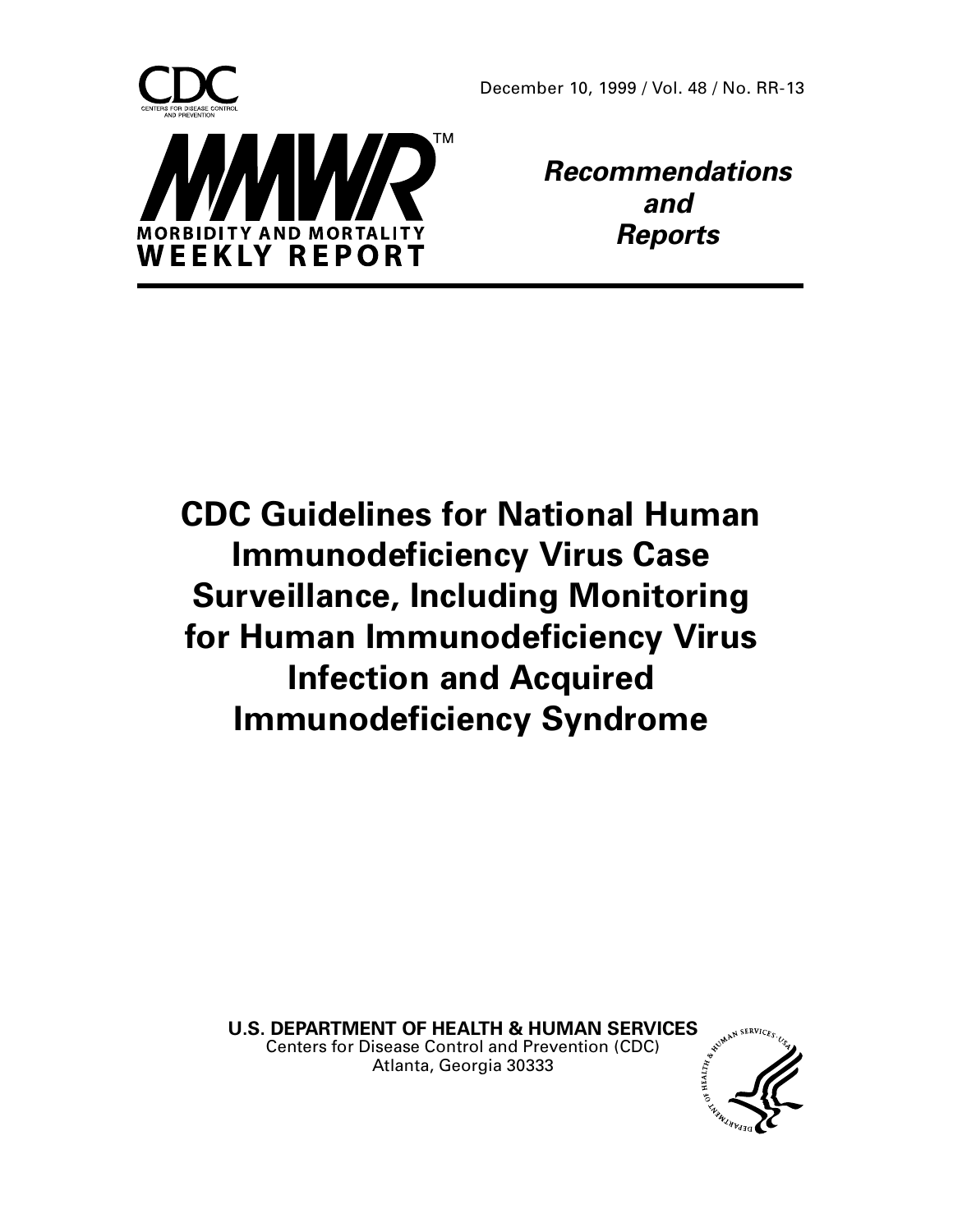December 10, 1999 / Vol. 48 / No. RR-13

**MMWR** — Morbidity and Mortality Weekly Report

***Recommendations and Reports***

# CDC Guidelines for National Human Immunodeficiency Virus Case Surveillance, Including Monitoring for Human Immunodeficiency Virus Infection and Acquired Immunodeficiency Syndrome

**U.S. DEPARTMENT OF HEALTH & HUMAN SERVICES**
Centers for Disease Control and Prevention (CDC)
Atlanta, Georgia 30333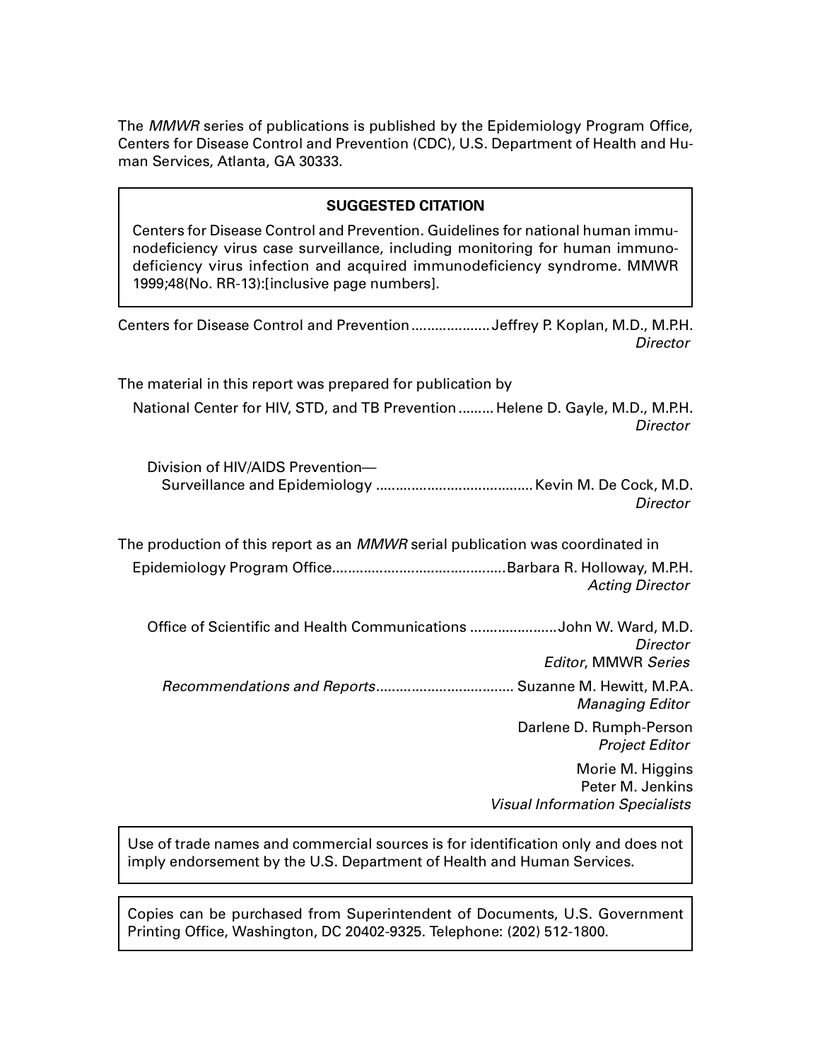The *MMWR* series of publications is published by the Epidemiology Program Office, Centers for Disease Control and Prevention (CDC), U.S. Department of Health and Human Services, Atlanta, GA 30333.

**SUGGESTED CITATION**

Centers for Disease Control and Prevention. Guidelines for national human immunodeficiency virus case surveillance, including monitoring for human immunodeficiency virus infection and acquired immunodeficiency syndrome. MMWR 1999;48(No. RR-13):[inclusive page numbers].

Centers for Disease Control and Prevention .................... Jeffrey P. Koplan, M.D., M.P.H.
*Director*

The material in this report was prepared for publication by

National Center for HIV, STD, and TB Prevention ......... Helene D. Gayle, M.D., M.P.H.
*Director*

Division of HIV/AIDS Prevention—
Surveillance and Epidemiology ........................................ Kevin M. De Cock, M.D.
*Director*

The production of this report as an *MMWR* serial publication was coordinated in

Epidemiology Program Office............................................ Barbara R. Holloway, M.P.H.
*Acting Director*

Office of Scientific and Health Communications ...................... John W. Ward, M.D.
*Director*
*Editor*, MMWR *Series*

*Recommendations and Reports*................................... Suzanne M. Hewitt, M.P.A.
*Managing Editor*

Darlene D. Rumph-Person
*Project Editor*

Morie M. Higgins
Peter M. Jenkins
*Visual Information Specialists*

Use of trade names and commercial sources is for identification only and does not imply endorsement by the U.S. Department of Health and Human Services.

Copies can be purchased from Superintendent of Documents, U.S. Government Printing Office, Washington, DC 20402-9325. Telephone: (202) 512-1800.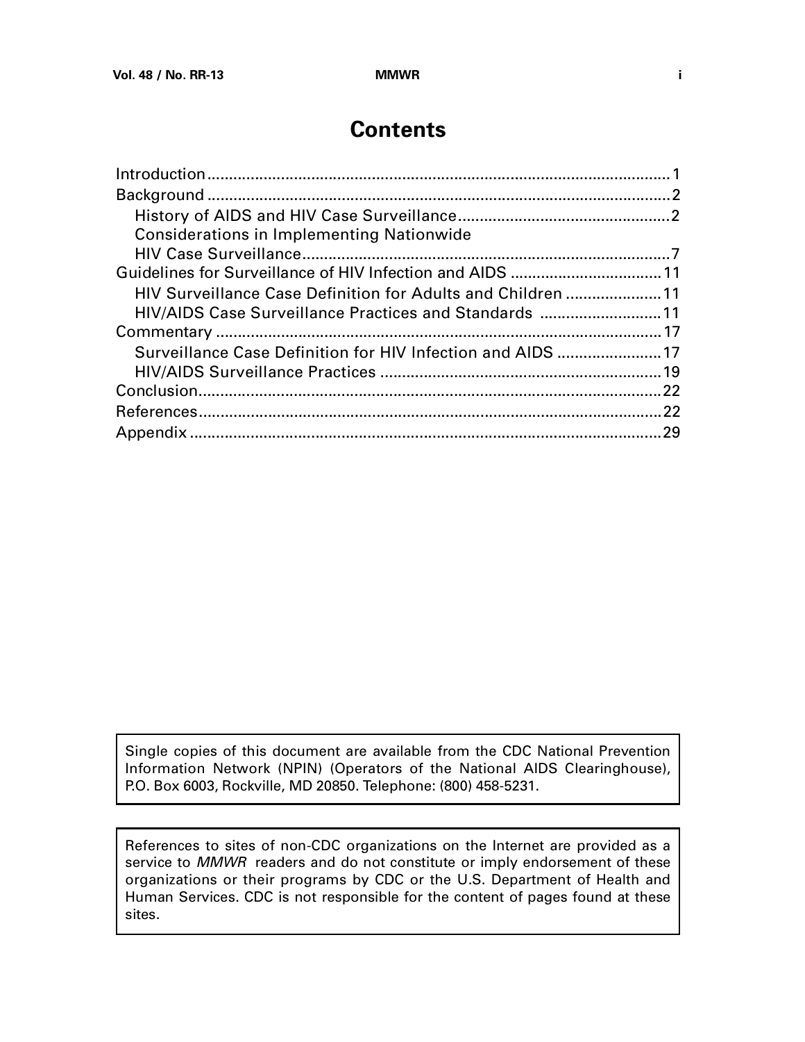# Contents

Introduction .......................................................................................................... 1
Background .......................................................................................................... 2
  History of AIDS and HIV Case Surveillance ................................................. 2
  Considerations in Implementing Nationwide
  HIV Case Surveillance .................................................................................... 7
Guidelines for Surveillance of HIV Infection and AIDS ................................... 11
  HIV Surveillance Case Definition for Adults and Children ...................... 11
  HIV/AIDS Case Surveillance Practices and Standards ............................ 11
Commentary ...................................................................................................... 17
  Surveillance Case Definition for HIV Infection and AIDS ........................ 17
  HIV/AIDS Surveillance Practices ................................................................ 19
Conclusion .......................................................................................................... 22
References .......................................................................................................... 22
Appendix ............................................................................................................ 29

Single copies of this document are available from the CDC National Prevention Information Network (NPIN) (Operators of the National AIDS Clearinghouse), P.O. Box 6003, Rockville, MD 20850. Telephone: (800) 458-5231.

References to sites of non-CDC organizations on the Internet are provided as a service to *MMWR* readers and do not constitute or imply endorsement of these organizations or their programs by CDC or the U.S. Department of Health and Human Services. CDC is not responsible for the content of pages found at these sites.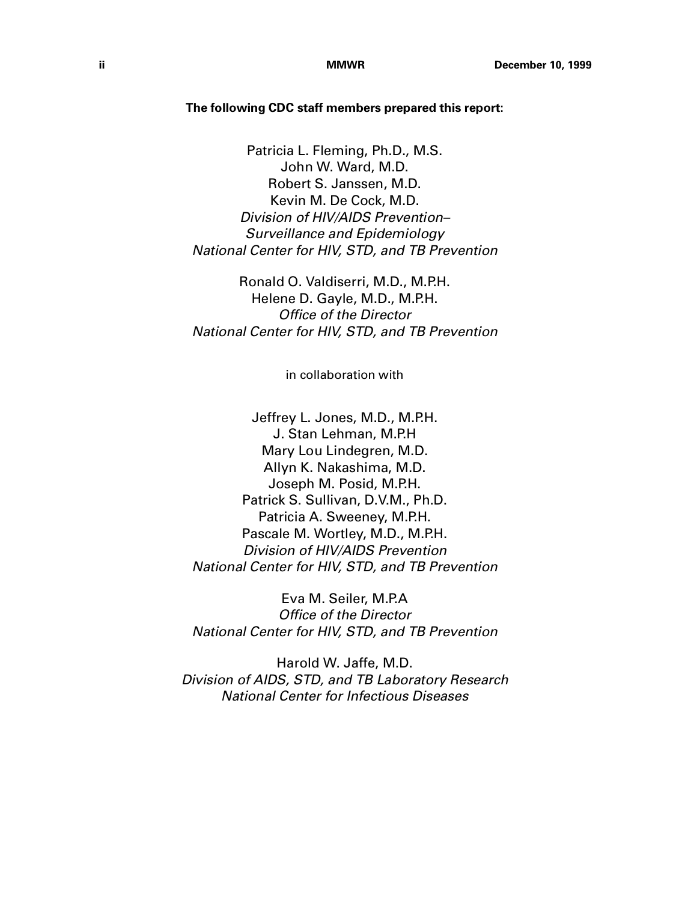**The following CDC staff members prepared this report:**

Patricia L. Fleming, Ph.D., M.S.
John W. Ward, M.D.
Robert S. Janssen, M.D.
Kevin M. De Cock, M.D.
*Division of HIV/AIDS Prevention–*
*Surveillance and Epidemiology*
*National Center for HIV, STD, and TB Prevention*

Ronald O. Valdiserri, M.D., M.P.H.
Helene D. Gayle, M.D., M.P.H.
*Office of the Director*
*National Center for HIV, STD, and TB Prevention*

in collaboration with

Jeffrey L. Jones, M.D., M.P.H.
J. Stan Lehman, M.P.H
Mary Lou Lindegren, M.D.
Allyn K. Nakashima, M.D.
Joseph M. Posid, M.P.H.
Patrick S. Sullivan, D.V.M., Ph.D.
Patricia A. Sweeney, M.P.H.
Pascale M. Wortley, M.D., M.P.H.
*Division of HIV/AIDS Prevention*
*National Center for HIV, STD, and TB Prevention*

Eva M. Seiler, M.P.A
*Office of the Director*
*National Center for HIV, STD, and TB Prevention*

Harold W. Jaffe, M.D.
*Division of AIDS, STD, and TB Laboratory Research*
*National Center for Infectious Diseases*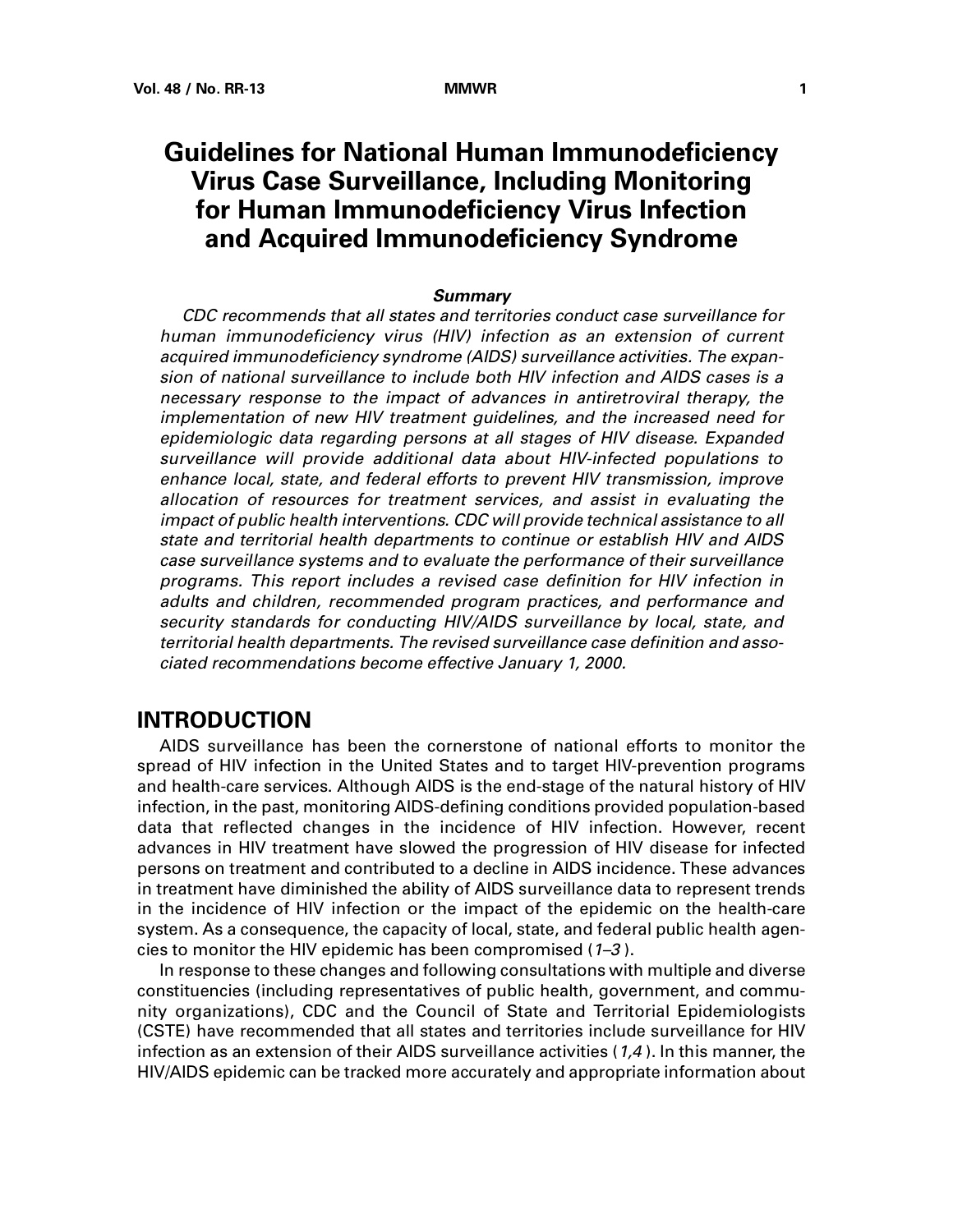# Guidelines for National Human Immunodeficiency Virus Case Surveillance, Including Monitoring for Human Immunodeficiency Virus Infection and Acquired Immunodeficiency Syndrome

### *Summary*

*CDC recommends that all states and territories conduct case surveillance for human immunodeficiency virus (HIV) infection as an extension of current acquired immunodeficiency syndrome (AIDS) surveillance activities. The expansion of national surveillance to include both HIV infection and AIDS cases is a necessary response to the impact of advances in antiretroviral therapy, the implementation of new HIV treatment guidelines, and the increased need for epidemiologic data regarding persons at all stages of HIV disease. Expanded surveillance will provide additional data about HIV-infected populations to enhance local, state, and federal efforts to prevent HIV transmission, improve allocation of resources for treatment services, and assist in evaluating the impact of public health interventions. CDC will provide technical assistance to all state and territorial health departments to continue or establish HIV and AIDS case surveillance systems and to evaluate the performance of their surveillance programs. This report includes a revised case definition for HIV infection in adults and children, recommended program practices, and performance and security standards for conducting HIV/AIDS surveillance by local, state, and territorial health departments. The revised surveillance case definition and associated recommendations become effective January 1, 2000.*

## INTRODUCTION

AIDS surveillance has been the cornerstone of national efforts to monitor the spread of HIV infection in the United States and to target HIV-prevention programs and health-care services. Although AIDS is the end-stage of the natural history of HIV infection, in the past, monitoring AIDS-defining conditions provided population-based data that reflected changes in the incidence of HIV infection. However, recent advances in HIV treatment have slowed the progression of HIV disease for infected persons on treatment and contributed to a decline in AIDS incidence. These advances in treatment have diminished the ability of AIDS surveillance data to represent trends in the incidence of HIV infection or the impact of the epidemic on the health-care system. As a consequence, the capacity of local, state, and federal public health agencies to monitor the HIV epidemic has been compromised (*1–3*).

In response to these changes and following consultations with multiple and diverse constituencies (including representatives of public health, government, and community organizations), CDC and the Council of State and Territorial Epidemiologists (CSTE) have recommended that all states and territories include surveillance for HIV infection as an extension of their AIDS surveillance activities (*1,4*). In this manner, the HIV/AIDS epidemic can be tracked more accurately and appropriate information about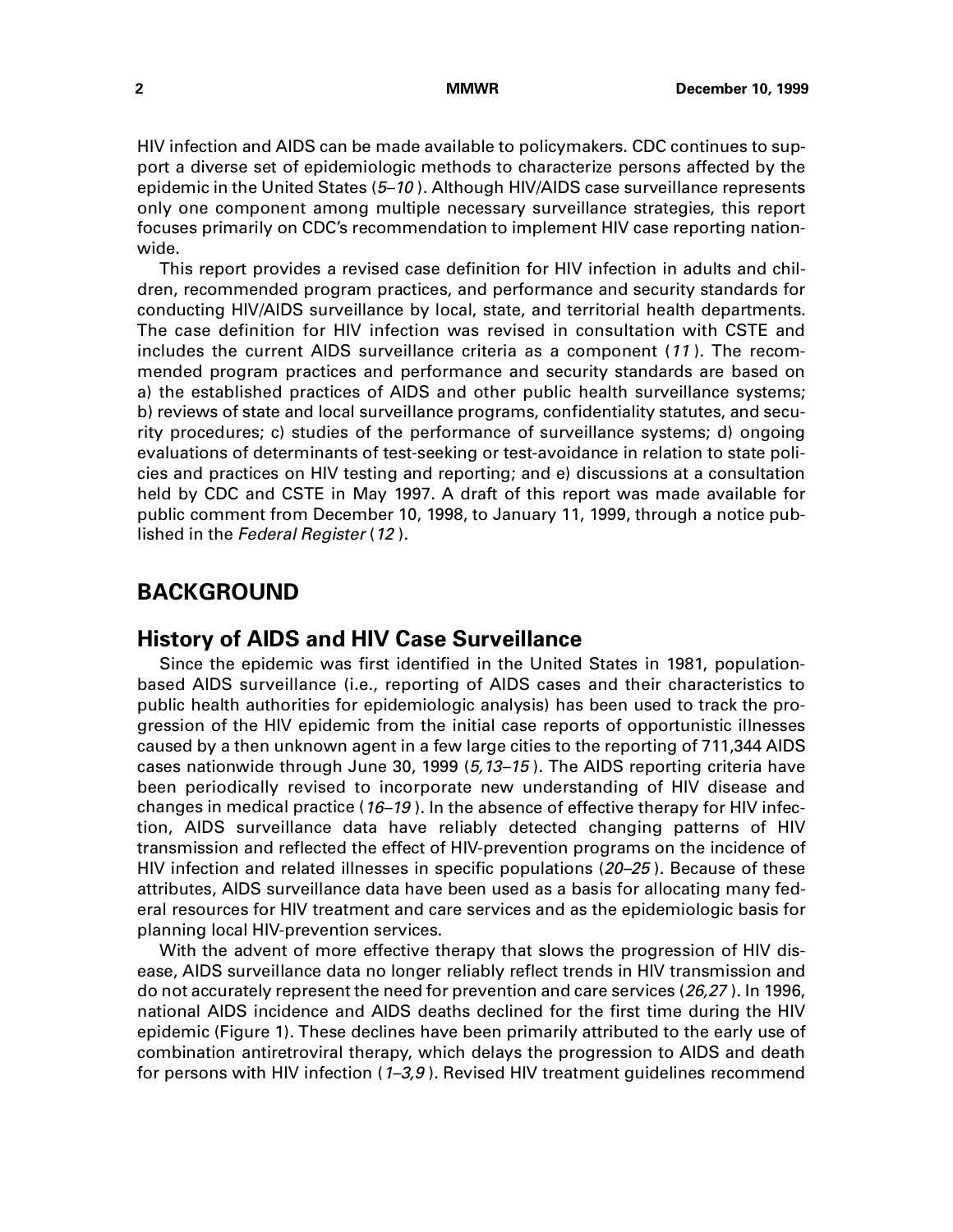HIV infection and AIDS can be made available to policymakers. CDC continues to support a diverse set of epidemiologic methods to characterize persons affected by the epidemic in the United States (*5–10*). Although HIV/AIDS case surveillance represents only one component among multiple necessary surveillance strategies, this report focuses primarily on CDC's recommendation to implement HIV case reporting nationwide.

This report provides a revised case definition for HIV infection in adults and children, recommended program practices, and performance and security standards for conducting HIV/AIDS surveillance by local, state, and territorial health departments. The case definition for HIV infection was revised in consultation with CSTE and includes the current AIDS surveillance criteria as a component (*11*). The recommended program practices and performance and security standards are based on a) the established practices of AIDS and other public health surveillance systems; b) reviews of state and local surveillance programs, confidentiality statutes, and security procedures; c) studies of the performance of surveillance systems; d) ongoing evaluations of determinants of test-seeking or test-avoidance in relation to state policies and practices on HIV testing and reporting; and e) discussions at a consultation held by CDC and CSTE in May 1997. A draft of this report was made available for public comment from December 10, 1998, to January 11, 1999, through a notice published in the *Federal Register* (*12*).

## BACKGROUND

### History of AIDS and HIV Case Surveillance

Since the epidemic was first identified in the United States in 1981, population-based AIDS surveillance (i.e., reporting of AIDS cases and their characteristics to public health authorities for epidemiologic analysis) has been used to track the progression of the HIV epidemic from the initial case reports of opportunistic illnesses caused by a then unknown agent in a few large cities to the reporting of 711,344 AIDS cases nationwide through June 30, 1999 (*5,13–15*). The AIDS reporting criteria have been periodically revised to incorporate new understanding of HIV disease and changes in medical practice (*16–19*). In the absence of effective therapy for HIV infection, AIDS surveillance data have reliably detected changing patterns of HIV transmission and reflected the effect of HIV-prevention programs on the incidence of HIV infection and related illnesses in specific populations (*20–25*). Because of these attributes, AIDS surveillance data have been used as a basis for allocating many federal resources for HIV treatment and care services and as the epidemiologic basis for planning local HIV-prevention services.

With the advent of more effective therapy that slows the progression of HIV disease, AIDS surveillance data no longer reliably reflect trends in HIV transmission and do not accurately represent the need for prevention and care services (*26,27*). In 1996, national AIDS incidence and AIDS deaths declined for the first time during the HIV epidemic (Figure 1). These declines have been primarily attributed to the early use of combination antiretroviral therapy, which delays the progression to AIDS and death for persons with HIV infection (*1–3,9*). Revised HIV treatment guidelines recommend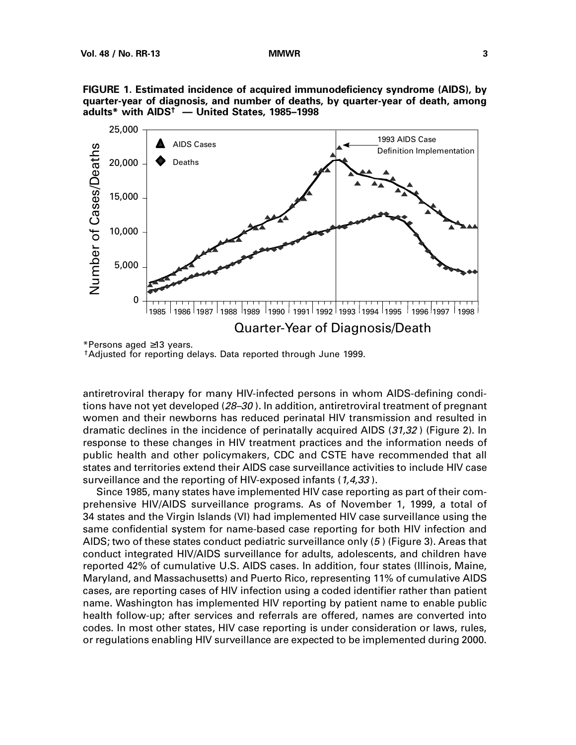**FIGURE 1. Estimated incidence of acquired immunodeficiency syndrome (AIDS), by quarter-year of diagnosis, and number of deaths, by quarter-year of death, among adults* with AIDS† — United States, 1985–1998**

*Persons aged ≥13 years.
†Adjusted for reporting delays. Data reported through June 1999.

antiretroviral therapy for many HIV-infected persons in whom AIDS-defining conditions have not yet developed (*28–30*). In addition, antiretroviral treatment of pregnant women and their newborns has reduced perinatal HIV transmission and resulted in dramatic declines in the incidence of perinatally acquired AIDS (*31,32*) (Figure 2). In response to these changes in HIV treatment practices and the information needs of public health and other policymakers, CDC and CSTE have recommended that all states and territories extend their AIDS case surveillance activities to include HIV case surveillance and the reporting of HIV-exposed infants (*1,4,33*).

Since 1985, many states have implemented HIV case reporting as part of their comprehensive HIV/AIDS surveillance programs. As of November 1, 1999, a total of 34 states and the Virgin Islands (VI) had implemented HIV case surveillance using the same confidential system for name-based case reporting for both HIV infection and AIDS; two of these states conduct pediatric surveillance only (*5*) (Figure 3). Areas that conduct integrated HIV/AIDS surveillance for adults, adolescents, and children have reported 42% of cumulative U.S. AIDS cases. In addition, four states (Illinois, Maine, Maryland, and Massachusetts) and Puerto Rico, representing 11% of cumulative AIDS cases, are reporting cases of HIV infection using a coded identifier rather than patient name. Washington has implemented HIV reporting by patient name to enable public health follow-up; after services and referrals are offered, names are converted into codes. In most other states, HIV case reporting is under consideration or laws, rules, or regulations enabling HIV surveillance are expected to be implemented during 2000.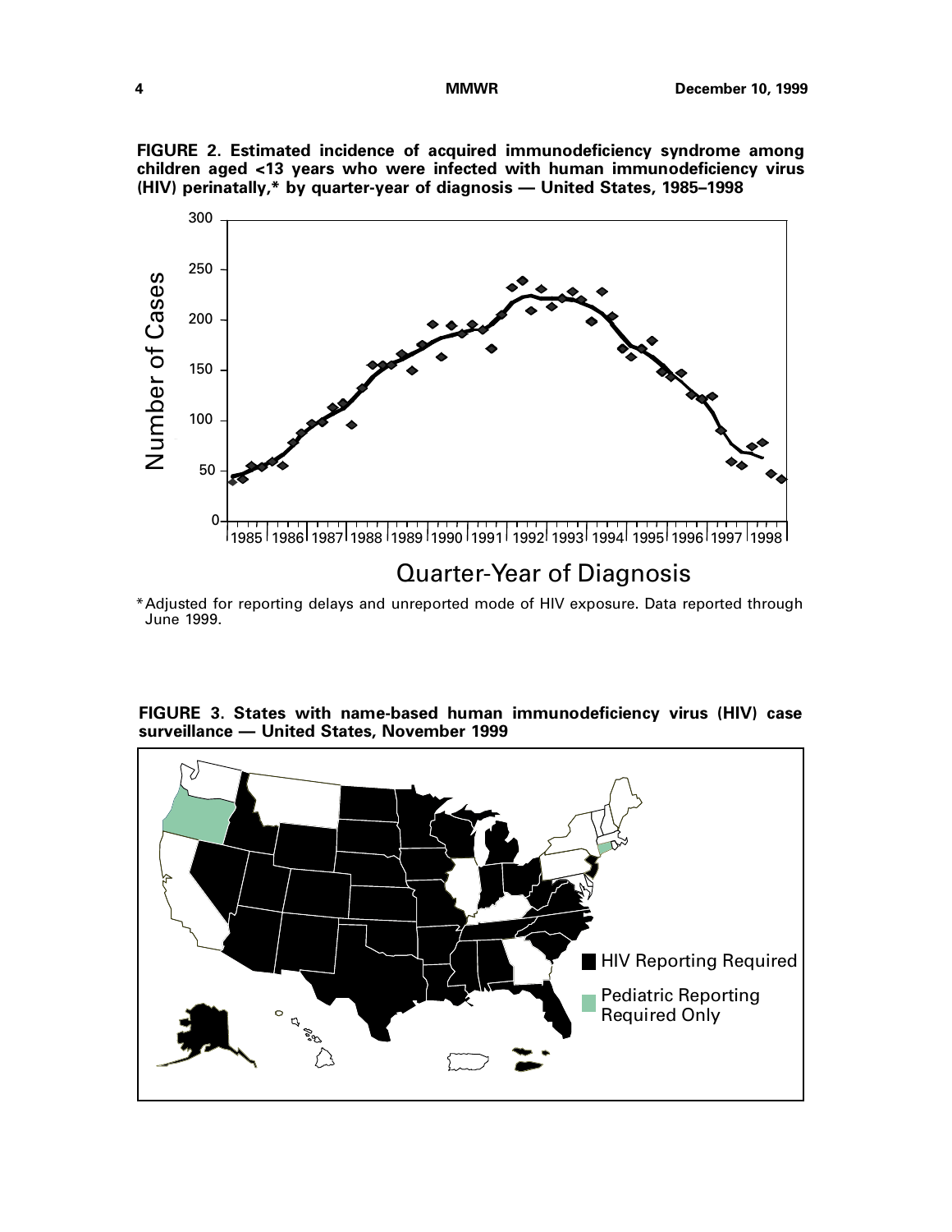**FIGURE 2. Estimated incidence of acquired immunodeficiency syndrome among children aged <13 years who were infected with human immunodeficiency virus (HIV) perinatally,* by quarter-year of diagnosis — United States, 1985–1998**

*Adjusted for reporting delays and unreported mode of HIV exposure. Data reported through June 1999.

**FIGURE 3. States with name-based human immunodeficiency virus (HIV) case surveillance — United States, November 1999**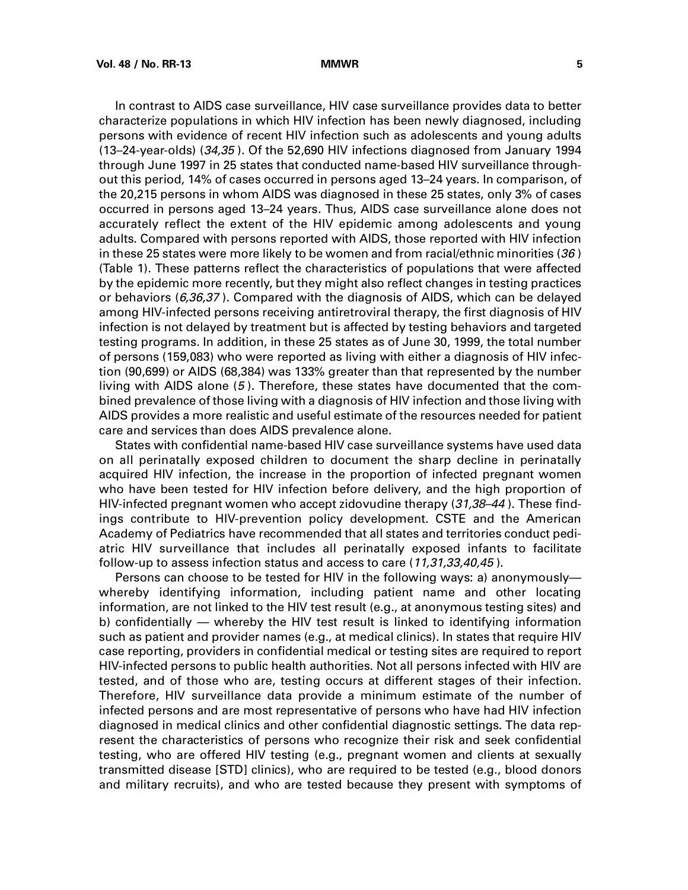In contrast to AIDS case surveillance, HIV case surveillance provides data to better characterize populations in which HIV infection has been newly diagnosed, including persons with evidence of recent HIV infection such as adolescents and young adults (13–24-year-olds) (*34,35*). Of the 52,690 HIV infections diagnosed from January 1994 through June 1997 in 25 states that conducted name-based HIV surveillance throughout this period, 14% of cases occurred in persons aged 13–24 years. In comparison, of the 20,215 persons in whom AIDS was diagnosed in these 25 states, only 3% of cases occurred in persons aged 13–24 years. Thus, AIDS case surveillance alone does not accurately reflect the extent of the HIV epidemic among adolescents and young adults. Compared with persons reported with AIDS, those reported with HIV infection in these 25 states were more likely to be women and from racial/ethnic minorities (*36*) (Table 1). These patterns reflect the characteristics of populations that were affected by the epidemic more recently, but they might also reflect changes in testing practices or behaviors (*6,36,37*). Compared with the diagnosis of AIDS, which can be delayed among HIV-infected persons receiving antiretroviral therapy, the first diagnosis of HIV infection is not delayed by treatment but is affected by testing behaviors and targeted testing programs. In addition, in these 25 states as of June 30, 1999, the total number of persons (159,083) who were reported as living with either a diagnosis of HIV infection (90,699) or AIDS (68,384) was 133% greater than that represented by the number living with AIDS alone (*5*). Therefore, these states have documented that the combined prevalence of those living with a diagnosis of HIV infection and those living with AIDS provides a more realistic and useful estimate of the resources needed for patient care and services than does AIDS prevalence alone.

States with confidential name-based HIV case surveillance systems have used data on all perinatally exposed children to document the sharp decline in perinatally acquired HIV infection, the increase in the proportion of infected pregnant women who have been tested for HIV infection before delivery, and the high proportion of HIV-infected pregnant women who accept zidovudine therapy (*31,38–44*). These findings contribute to HIV-prevention policy development. CSTE and the American Academy of Pediatrics have recommended that all states and territories conduct pediatric HIV surveillance that includes all perinatally exposed infants to facilitate follow-up to assess infection status and access to care (*11,31,33,40,45*).

Persons can choose to be tested for HIV in the following ways: a) anonymously—whereby identifying information, including patient name and other locating information, are not linked to the HIV test result (e.g., at anonymous testing sites) and b) confidentially — whereby the HIV test result is linked to identifying information such as patient and provider names (e.g., at medical clinics). In states that require HIV case reporting, providers in confidential medical or testing sites are required to report HIV-infected persons to public health authorities. Not all persons infected with HIV are tested, and of those who are, testing occurs at different stages of their infection. Therefore, HIV surveillance data provide a minimum estimate of the number of infected persons and are most representative of persons who have had HIV infection diagnosed in medical clinics and other confidential diagnostic settings. The data represent the characteristics of persons who recognize their risk and seek confidential testing, who are offered HIV testing (e.g., pregnant women and clients at sexually transmitted disease [STD] clinics), who are required to be tested (e.g., blood donors and military recruits), and who are tested because they present with symptoms of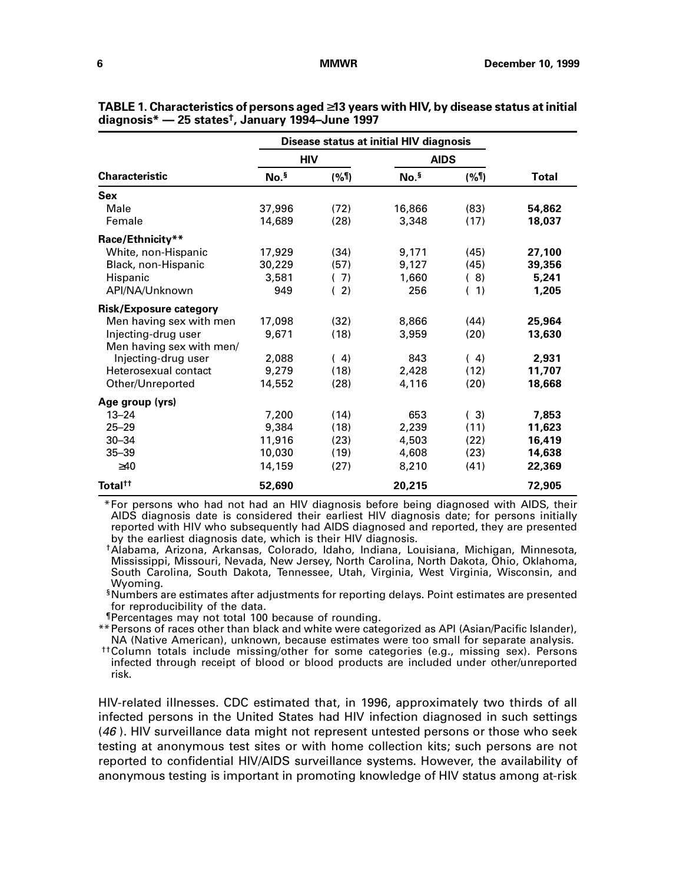**TABLE 1. Characteristics of persons aged ≥13 years with HIV, by disease status at initial diagnosis* — 25 states†, January 1994–June 1997**

| | Disease status at initial HIV diagnosis | | | | |
|---|---|---|---|---|---|
| | HIV | | AIDS | | |
| Characteristic | No.§ | (%¶) | No.§ | (%¶) | Total |
| **Sex** | | | | | |
| Male | 37,996 | (72) | 16,866 | (83) | **54,862** |
| Female | 14,689 | (28) | 3,348 | (17) | **18,037** |
| **Race/Ethnicity**** | | | | | |
| White, non-Hispanic | 17,929 | (34) | 9,171 | (45) | **27,100** |
| Black, non-Hispanic | 30,229 | (57) | 9,127 | (45) | **39,356** |
| Hispanic | 3,581 | ( 7) | 1,660 | ( 8) | **5,241** |
| API/NA/Unknown | 949 | ( 2) | 256 | ( 1) | **1,205** |
| **Risk/Exposure category** | | | | | |
| Men having sex with men | 17,098 | (32) | 8,866 | (44) | **25,964** |
| Injecting-drug user | 9,671 | (18) | 3,959 | (20) | **13,630** |
| Men having sex with men/ Injecting-drug user | 2,088 | ( 4) | 843 | ( 4) | **2,931** |
| Heterosexual contact | 9,279 | (18) | 2,428 | (12) | **11,707** |
| Other/Unreported | 14,552 | (28) | 4,116 | (20) | **18,668** |
| **Age group (yrs)** | | | | | |
| 13–24 | 7,200 | (14) | 653 | ( 3) | **7,853** |
| 25–29 | 9,384 | (18) | 2,239 | (11) | **11,623** |
| 30–34 | 11,916 | (23) | 4,503 | (22) | **16,419** |
| 35–39 | 10,030 | (19) | 4,608 | (23) | **14,638** |
| ≥40 | 14,159 | (27) | 8,210 | (41) | **22,369** |
| **Total††** | **52,690** | | **20,215** | | **72,905** |

*For persons who had not had an HIV diagnosis before being diagnosed with AIDS, their AIDS diagnosis date is considered their earliest HIV diagnosis date; for persons initially reported with HIV who subsequently had AIDS diagnosed and reported, they are presented by the earliest diagnosis date, which is their HIV diagnosis.

†Alabama, Arizona, Arkansas, Colorado, Idaho, Indiana, Louisiana, Michigan, Minnesota, Mississippi, Missouri, Nevada, New Jersey, North Carolina, North Dakota, Ohio, Oklahoma, South Carolina, South Dakota, Tennessee, Utah, Virginia, West Virginia, Wisconsin, and Wyoming.

§Numbers are estimates after adjustments for reporting delays. Point estimates are presented for reproducibility of the data.

¶Percentages may not total 100 because of rounding.

**Persons of races other than black and white were categorized as API (Asian/Pacific Islander), NA (Native American), unknown, because estimates were too small for separate analysis.

††Column totals include missing/other for some categories (e.g., missing sex). Persons infected through receipt of blood or blood products are included under other/unreported risk.

HIV-related illnesses. CDC estimated that, in 1996, approximately two thirds of all infected persons in the United States had HIV infection diagnosed in such settings (*46*). HIV surveillance data might not represent untested persons or those who seek testing at anonymous test sites or with home collection kits; such persons are not reported to confidential HIV/AIDS surveillance systems. However, the availability of anonymous testing is important in promoting knowledge of HIV status among at-risk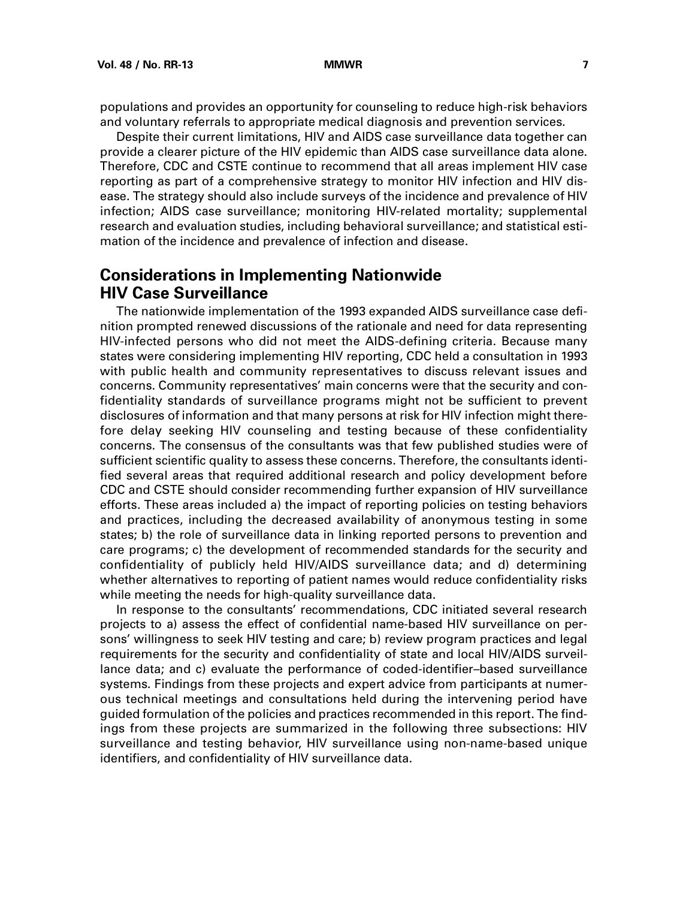populations and provides an opportunity for counseling to reduce high-risk behaviors and voluntary referrals to appropriate medical diagnosis and prevention services.

Despite their current limitations, HIV and AIDS case surveillance data together can provide a clearer picture of the HIV epidemic than AIDS case surveillance data alone. Therefore, CDC and CSTE continue to recommend that all areas implement HIV case reporting as part of a comprehensive strategy to monitor HIV infection and HIV disease. The strategy should also include surveys of the incidence and prevalence of HIV infection; AIDS case surveillance; monitoring HIV-related mortality; supplemental research and evaluation studies, including behavioral surveillance; and statistical estimation of the incidence and prevalence of infection and disease.

## Considerations in Implementing Nationwide HIV Case Surveillance

The nationwide implementation of the 1993 expanded AIDS surveillance case definition prompted renewed discussions of the rationale and need for data representing HIV-infected persons who did not meet the AIDS-defining criteria. Because many states were considering implementing HIV reporting, CDC held a consultation in 1993 with public health and community representatives to discuss relevant issues and concerns. Community representatives' main concerns were that the security and confidentiality standards of surveillance programs might not be sufficient to prevent disclosures of information and that many persons at risk for HIV infection might therefore delay seeking HIV counseling and testing because of these confidentiality concerns. The consensus of the consultants was that few published studies were of sufficient scientific quality to assess these concerns. Therefore, the consultants identified several areas that required additional research and policy development before CDC and CSTE should consider recommending further expansion of HIV surveillance efforts. These areas included a) the impact of reporting policies on testing behaviors and practices, including the decreased availability of anonymous testing in some states; b) the role of surveillance data in linking reported persons to prevention and care programs; c) the development of recommended standards for the security and confidentiality of publicly held HIV/AIDS surveillance data; and d) determining whether alternatives to reporting of patient names would reduce confidentiality risks while meeting the needs for high-quality surveillance data.

In response to the consultants' recommendations, CDC initiated several research projects to a) assess the effect of confidential name-based HIV surveillance on persons' willingness to seek HIV testing and care; b) review program practices and legal requirements for the security and confidentiality of state and local HIV/AIDS surveillance data; and c) evaluate the performance of coded-identifier–based surveillance systems. Findings from these projects and expert advice from participants at numerous technical meetings and consultations held during the intervening period have guided formulation of the policies and practices recommended in this report. The findings from these projects are summarized in the following three subsections: HIV surveillance and testing behavior, HIV surveillance using non-name-based unique identifiers, and confidentiality of HIV surveillance data.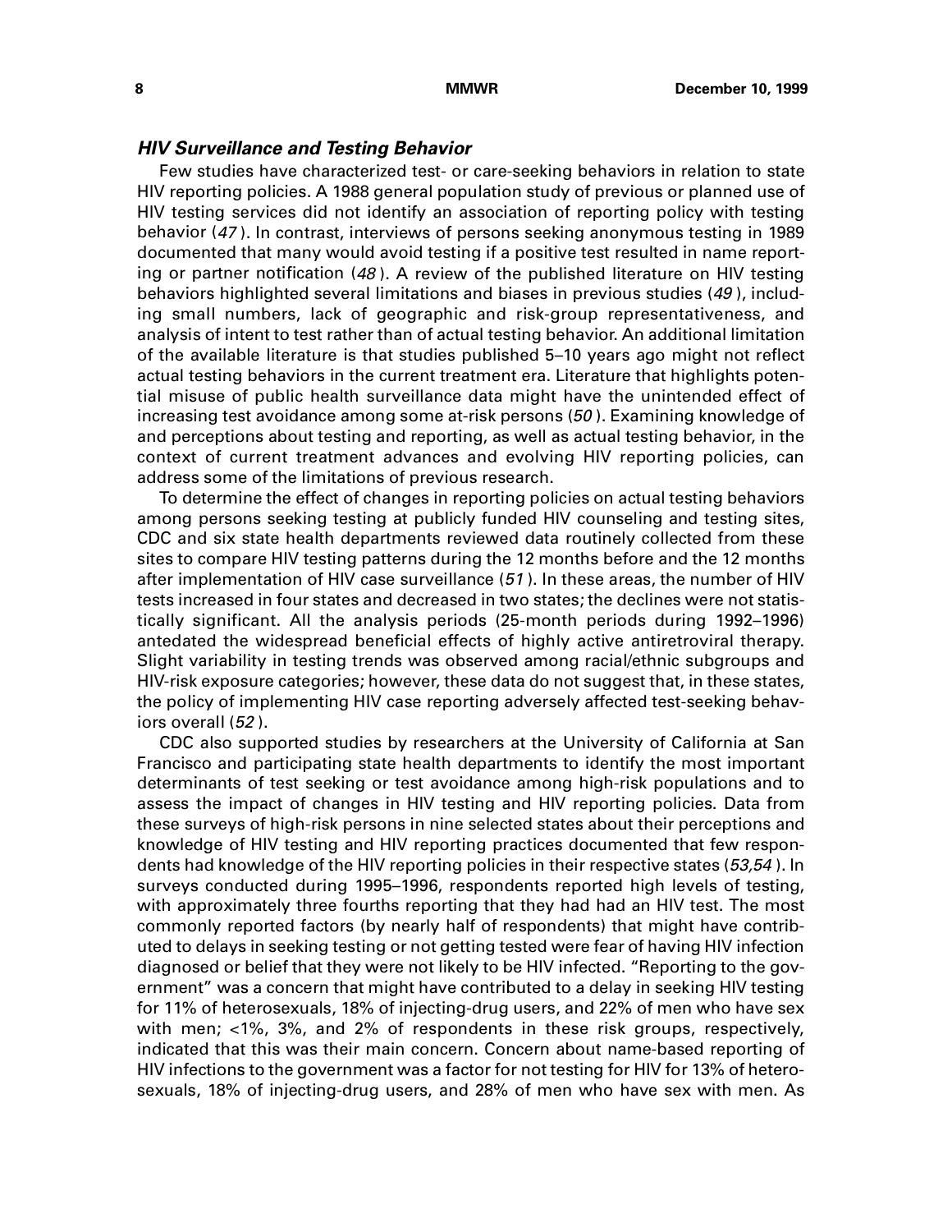### *HIV Surveillance and Testing Behavior*

Few studies have characterized test- or care-seeking behaviors in relation to state HIV reporting policies. A 1988 general population study of previous or planned use of HIV testing services did not identify an association of reporting policy with testing behavior (*47*). In contrast, interviews of persons seeking anonymous testing in 1989 documented that many would avoid testing if a positive test resulted in name reporting or partner notification (*48*). A review of the published literature on HIV testing behaviors highlighted several limitations and biases in previous studies (*49*), including small numbers, lack of geographic and risk-group representativeness, and analysis of intent to test rather than of actual testing behavior. An additional limitation of the available literature is that studies published 5–10 years ago might not reflect actual testing behaviors in the current treatment era. Literature that highlights potential misuse of public health surveillance data might have the unintended effect of increasing test avoidance among some at-risk persons (*50*). Examining knowledge of and perceptions about testing and reporting, as well as actual testing behavior, in the context of current treatment advances and evolving HIV reporting policies, can address some of the limitations of previous research.

To determine the effect of changes in reporting policies on actual testing behaviors among persons seeking testing at publicly funded HIV counseling and testing sites, CDC and six state health departments reviewed data routinely collected from these sites to compare HIV testing patterns during the 12 months before and the 12 months after implementation of HIV case surveillance (*51*). In these areas, the number of HIV tests increased in four states and decreased in two states; the declines were not statistically significant. All the analysis periods (25-month periods during 1992–1996) antedated the widespread beneficial effects of highly active antiretroviral therapy. Slight variability in testing trends was observed among racial/ethnic subgroups and HIV-risk exposure categories; however, these data do not suggest that, in these states, the policy of implementing HIV case reporting adversely affected test-seeking behaviors overall (*52*).

CDC also supported studies by researchers at the University of California at San Francisco and participating state health departments to identify the most important determinants of test seeking or test avoidance among high-risk populations and to assess the impact of changes in HIV testing and HIV reporting policies. Data from these surveys of high-risk persons in nine selected states about their perceptions and knowledge of HIV testing and HIV reporting practices documented that few respondents had knowledge of the HIV reporting policies in their respective states (*53,54*). In surveys conducted during 1995–1996, respondents reported high levels of testing, with approximately three fourths reporting that they had had an HIV test. The most commonly reported factors (by nearly half of respondents) that might have contributed to delays in seeking testing or not getting tested were fear of having HIV infection diagnosed or belief that they were not likely to be HIV infected. "Reporting to the government" was a concern that might have contributed to a delay in seeking HIV testing for 11% of heterosexuals, 18% of injecting-drug users, and 22% of men who have sex with men; <1%, 3%, and 2% of respondents in these risk groups, respectively, indicated that this was their main concern. Concern about name-based reporting of HIV infections to the government was a factor for not testing for HIV for 13% of heterosexuals, 18% of injecting-drug users, and 28% of men who have sex with men. As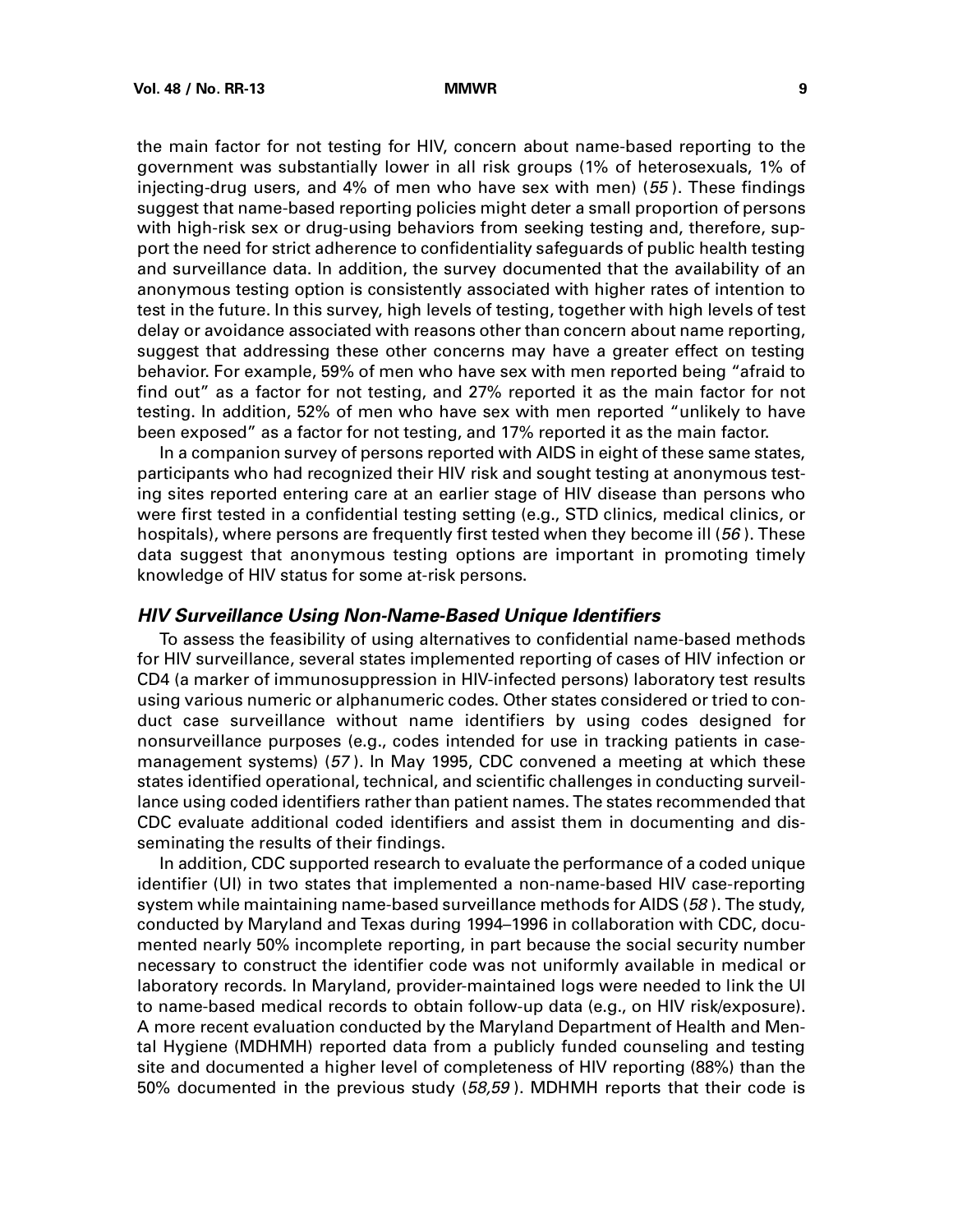the main factor for not testing for HIV, concern about name-based reporting to the government was substantially lower in all risk groups (1% of heterosexuals, 1% of injecting-drug users, and 4% of men who have sex with men) (*55*). These findings suggest that name-based reporting policies might deter a small proportion of persons with high-risk sex or drug-using behaviors from seeking testing and, therefore, support the need for strict adherence to confidentiality safeguards of public health testing and surveillance data. In addition, the survey documented that the availability of an anonymous testing option is consistently associated with higher rates of intention to test in the future. In this survey, high levels of testing, together with high levels of test delay or avoidance associated with reasons other than concern about name reporting, suggest that addressing these other concerns may have a greater effect on testing behavior. For example, 59% of men who have sex with men reported being "afraid to find out" as a factor for not testing, and 27% reported it as the main factor for not testing. In addition, 52% of men who have sex with men reported "unlikely to have been exposed" as a factor for not testing, and 17% reported it as the main factor.

In a companion survey of persons reported with AIDS in eight of these same states, participants who had recognized their HIV risk and sought testing at anonymous testing sites reported entering care at an earlier stage of HIV disease than persons who were first tested in a confidential testing setting (e.g., STD clinics, medical clinics, or hospitals), where persons are frequently first tested when they become ill (*56*). These data suggest that anonymous testing options are important in promoting timely knowledge of HIV status for some at-risk persons.

### *HIV Surveillance Using Non-Name-Based Unique Identifiers*

To assess the feasibility of using alternatives to confidential name-based methods for HIV surveillance, several states implemented reporting of cases of HIV infection or CD4 (a marker of immunosuppression in HIV-infected persons) laboratory test results using various numeric or alphanumeric codes. Other states considered or tried to conduct case surveillance without name identifiers by using codes designed for nonsurveillance purposes (e.g., codes intended for use in tracking patients in case-management systems) (*57*). In May 1995, CDC convened a meeting at which these states identified operational, technical, and scientific challenges in conducting surveillance using coded identifiers rather than patient names. The states recommended that CDC evaluate additional coded identifiers and assist them in documenting and disseminating the results of their findings.

In addition, CDC supported research to evaluate the performance of a coded unique identifier (UI) in two states that implemented a non-name-based HIV case-reporting system while maintaining name-based surveillance methods for AIDS (*58*). The study, conducted by Maryland and Texas during 1994–1996 in collaboration with CDC, documented nearly 50% incomplete reporting, in part because the social security number necessary to construct the identifier code was not uniformly available in medical or laboratory records. In Maryland, provider-maintained logs were needed to link the UI to name-based medical records to obtain follow-up data (e.g., on HIV risk/exposure). A more recent evaluation conducted by the Maryland Department of Health and Mental Hygiene (MDHMH) reported data from a publicly funded counseling and testing site and documented a higher level of completeness of HIV reporting (88%) than the 50% documented in the previous study (*58,59*). MDHMH reports that their code is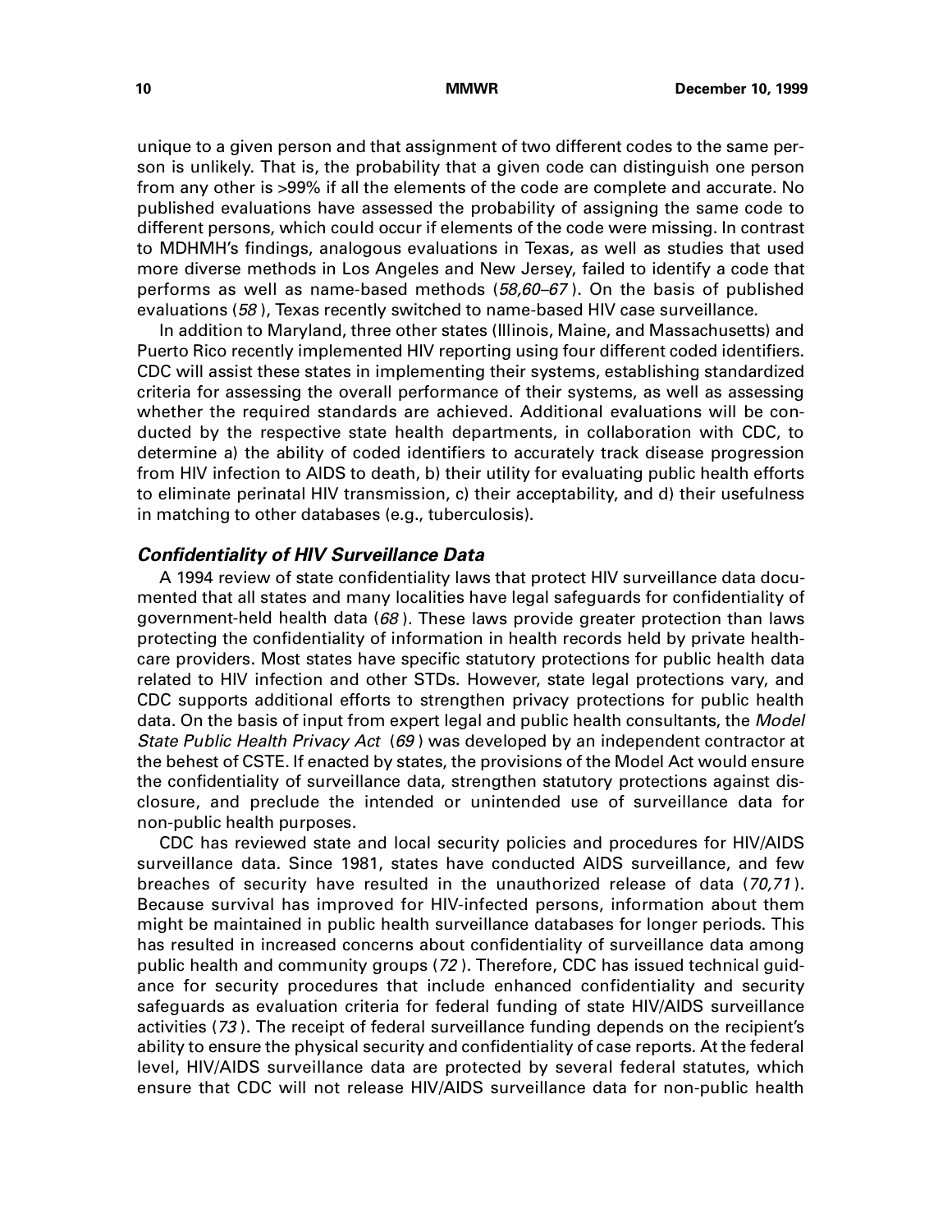unique to a given person and that assignment of two different codes to the same person is unlikely. That is, the probability that a given code can distinguish one person from any other is >99% if all the elements of the code are complete and accurate. No published evaluations have assessed the probability of assigning the same code to different persons, which could occur if elements of the code were missing. In contrast to MDHMH's findings, analogous evaluations in Texas, as well as studies that used more diverse methods in Los Angeles and New Jersey, failed to identify a code that performs as well as name-based methods (*58,60–67*). On the basis of published evaluations (*58*), Texas recently switched to name-based HIV case surveillance.

In addition to Maryland, three other states (Illinois, Maine, and Massachusetts) and Puerto Rico recently implemented HIV reporting using four different coded identifiers. CDC will assist these states in implementing their systems, establishing standardized criteria for assessing the overall performance of their systems, as well as assessing whether the required standards are achieved. Additional evaluations will be conducted by the respective state health departments, in collaboration with CDC, to determine a) the ability of coded identifiers to accurately track disease progression from HIV infection to AIDS to death, b) their utility for evaluating public health efforts to eliminate perinatal HIV transmission, c) their acceptability, and d) their usefulness in matching to other databases (e.g., tuberculosis).

### *Confidentiality of HIV Surveillance Data*

A 1994 review of state confidentiality laws that protect HIV surveillance data documented that all states and many localities have legal safeguards for confidentiality of government-held health data (*68*). These laws provide greater protection than laws protecting the confidentiality of information in health records held by private health-care providers. Most states have specific statutory protections for public health data related to HIV infection and other STDs. However, state legal protections vary, and CDC supports additional efforts to strengthen privacy protections for public health data. On the basis of input from expert legal and public health consultants, the *Model State Public Health Privacy Act* (*69*) was developed by an independent contractor at the behest of CSTE. If enacted by states, the provisions of the Model Act would ensure the confidentiality of surveillance data, strengthen statutory protections against disclosure, and preclude the intended or unintended use of surveillance data for non-public health purposes.

CDC has reviewed state and local security policies and procedures for HIV/AIDS surveillance data. Since 1981, states have conducted AIDS surveillance, and few breaches of security have resulted in the unauthorized release of data (*70,71*). Because survival has improved for HIV-infected persons, information about them might be maintained in public health surveillance databases for longer periods. This has resulted in increased concerns about confidentiality of surveillance data among public health and community groups (*72*). Therefore, CDC has issued technical guidance for security procedures that include enhanced confidentiality and security safeguards as evaluation criteria for federal funding of state HIV/AIDS surveillance activities (*73*). The receipt of federal surveillance funding depends on the recipient's ability to ensure the physical security and confidentiality of case reports. At the federal level, HIV/AIDS surveillance data are protected by several federal statutes, which ensure that CDC will not release HIV/AIDS surveillance data for non-public health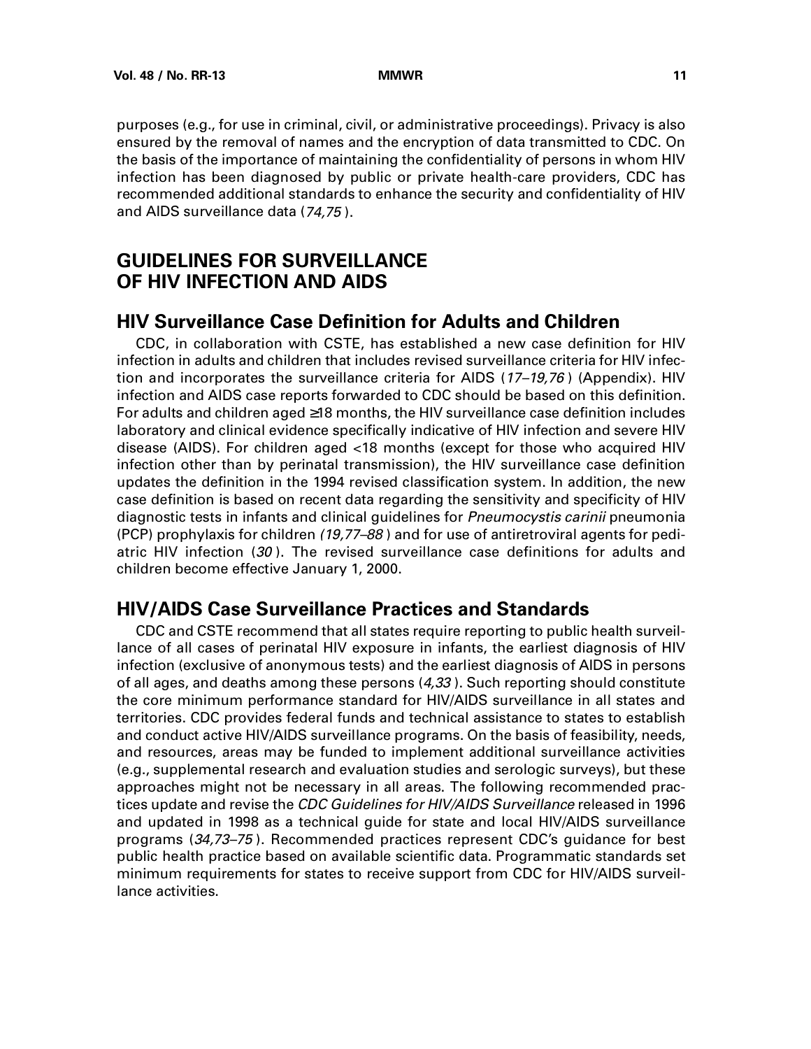purposes (e.g., for use in criminal, civil, or administrative proceedings). Privacy is also ensured by the removal of names and the encryption of data transmitted to CDC. On the basis of the importance of maintaining the confidentiality of persons in whom HIV infection has been diagnosed by public or private health-care providers, CDC has recommended additional standards to enhance the security and confidentiality of HIV and AIDS surveillance data (*74,75*).

# GUIDELINES FOR SURVEILLANCE OF HIV INFECTION AND AIDS

## HIV Surveillance Case Definition for Adults and Children

CDC, in collaboration with CSTE, has established a new case definition for HIV infection in adults and children that includes revised surveillance criteria for HIV infection and incorporates the surveillance criteria for AIDS (*17–19,76*) (Appendix). HIV infection and AIDS case reports forwarded to CDC should be based on this definition. For adults and children aged ≥18 months, the HIV surveillance case definition includes laboratory and clinical evidence specifically indicative of HIV infection and severe HIV disease (AIDS). For children aged <18 months (except for those who acquired HIV infection other than by perinatal transmission), the HIV surveillance case definition updates the definition in the 1994 revised classification system. In addition, the new case definition is based on recent data regarding the sensitivity and specificity of HIV diagnostic tests in infants and clinical guidelines for *Pneumocystis carinii* pneumonia (PCP) prophylaxis for children (*19,77–88*) and for use of antiretroviral agents for pediatric HIV infection (*30*). The revised surveillance case definitions for adults and children become effective January 1, 2000.

## HIV/AIDS Case Surveillance Practices and Standards

CDC and CSTE recommend that all states require reporting to public health surveillance of all cases of perinatal HIV exposure in infants, the earliest diagnosis of HIV infection (exclusive of anonymous tests) and the earliest diagnosis of AIDS in persons of all ages, and deaths among these persons (*4,33*). Such reporting should constitute the core minimum performance standard for HIV/AIDS surveillance in all states and territories. CDC provides federal funds and technical assistance to states to establish and conduct active HIV/AIDS surveillance programs. On the basis of feasibility, needs, and resources, areas may be funded to implement additional surveillance activities (e.g., supplemental research and evaluation studies and serologic surveys), but these approaches might not be necessary in all areas. The following recommended practices update and revise the *CDC Guidelines for HIV/AIDS Surveillance* released in 1996 and updated in 1998 as a technical guide for state and local HIV/AIDS surveillance programs (*34,73–75*). Recommended practices represent CDC's guidance for best public health practice based on available scientific data. Programmatic standards set minimum requirements for states to receive support from CDC for HIV/AIDS surveillance activities.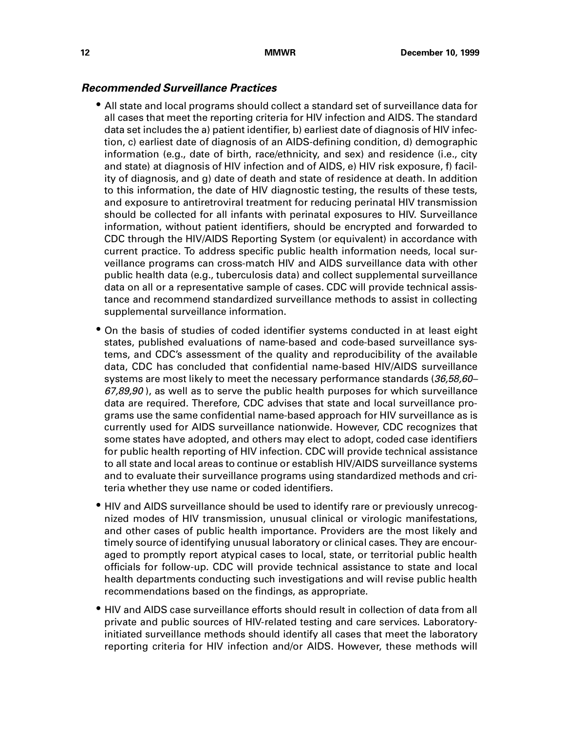### *Recommended Surveillance Practices*

- All state and local programs should collect a standard set of surveillance data for all cases that meet the reporting criteria for HIV infection and AIDS. The standard data set includes the a) patient identifier, b) earliest date of diagnosis of HIV infection, c) earliest date of diagnosis of an AIDS-defining condition, d) demographic information (e.g., date of birth, race/ethnicity, and sex) and residence (i.e., city and state) at diagnosis of HIV infection and of AIDS, e) HIV risk exposure, f) facility of diagnosis, and g) date of death and state of residence at death. In addition to this information, the date of HIV diagnostic testing, the results of these tests, and exposure to antiretroviral treatment for reducing perinatal HIV transmission should be collected for all infants with perinatal exposures to HIV. Surveillance information, without patient identifiers, should be encrypted and forwarded to CDC through the HIV/AIDS Reporting System (or equivalent) in accordance with current practice. To address specific public health information needs, local surveillance programs can cross-match HIV and AIDS surveillance data with other public health data (e.g., tuberculosis data) and collect supplemental surveillance data on all or a representative sample of cases. CDC will provide technical assistance and recommend standardized surveillance methods to assist in collecting supplemental surveillance information.
- On the basis of studies of coded identifier systems conducted in at least eight states, published evaluations of name-based and code-based surveillance systems, and CDC's assessment of the quality and reproducibility of the available data, CDC has concluded that confidential name-based HIV/AIDS surveillance systems are most likely to meet the necessary performance standards (*36,58,60–67,89,90* ), as well as to serve the public health purposes for which surveillance data are required. Therefore, CDC advises that state and local surveillance programs use the same confidential name-based approach for HIV surveillance as is currently used for AIDS surveillance nationwide. However, CDC recognizes that some states have adopted, and others may elect to adopt, coded case identifiers for public health reporting of HIV infection. CDC will provide technical assistance to all state and local areas to continue or establish HIV/AIDS surveillance systems and to evaluate their surveillance programs using standardized methods and criteria whether they use name or coded identifiers.
- HIV and AIDS surveillance should be used to identify rare or previously unrecognized modes of HIV transmission, unusual clinical or virologic manifestations, and other cases of public health importance. Providers are the most likely and timely source of identifying unusual laboratory or clinical cases. They are encouraged to promptly report atypical cases to local, state, or territorial public health officials for follow-up. CDC will provide technical assistance to state and local health departments conducting such investigations and will revise public health recommendations based on the findings, as appropriate.
- HIV and AIDS case surveillance efforts should result in collection of data from all private and public sources of HIV-related testing and care services. Laboratory-initiated surveillance methods should identify all cases that meet the laboratory reporting criteria for HIV infection and/or AIDS. However, these methods will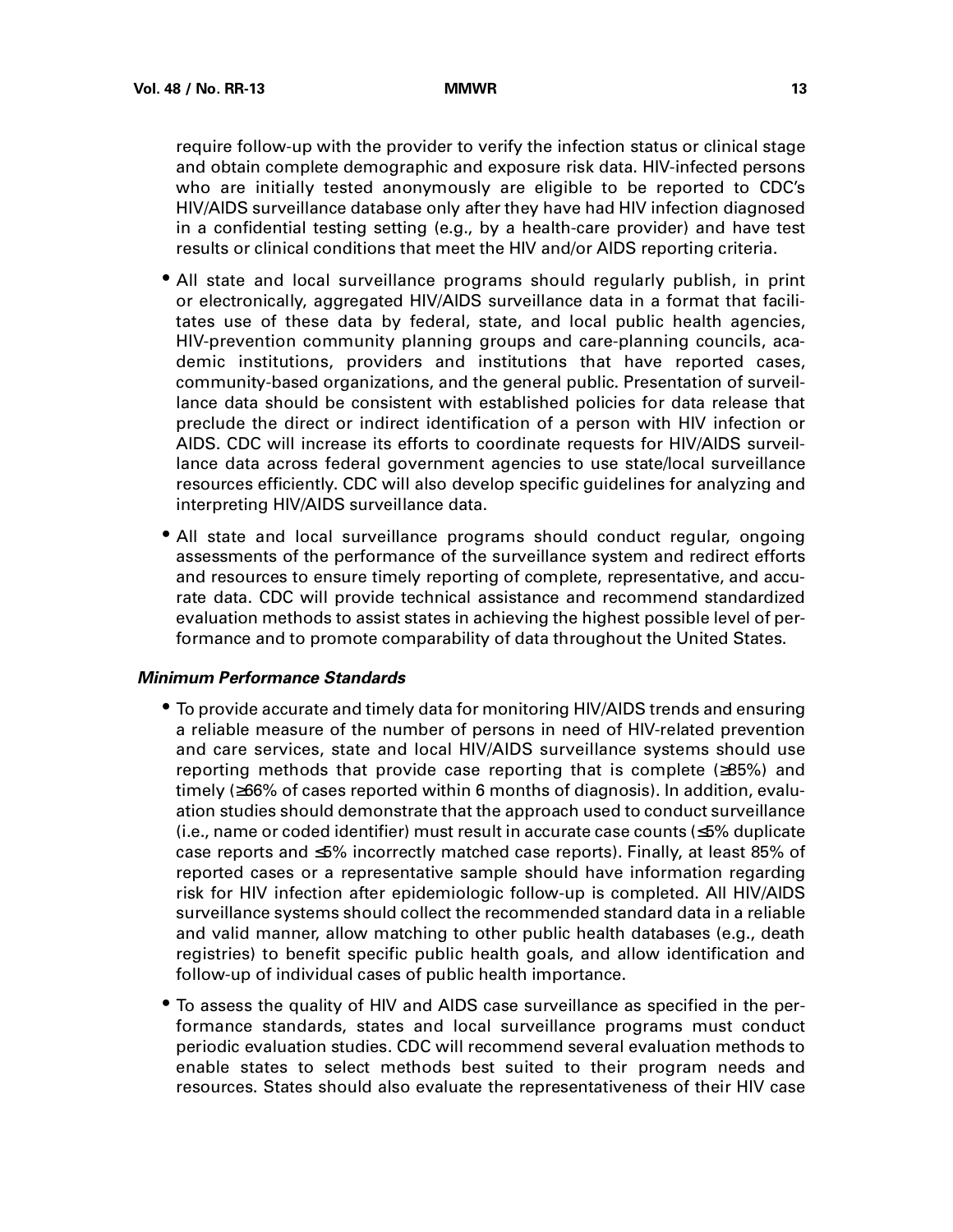require follow-up with the provider to verify the infection status or clinical stage and obtain complete demographic and exposure risk data. HIV-infected persons who are initially tested anonymously are eligible to be reported to CDC's HIV/AIDS surveillance database only after they have had HIV infection diagnosed in a confidential testing setting (e.g., by a health-care provider) and have test results or clinical conditions that meet the HIV and/or AIDS reporting criteria.

- All state and local surveillance programs should regularly publish, in print or electronically, aggregated HIV/AIDS surveillance data in a format that facilitates use of these data by federal, state, and local public health agencies, HIV-prevention community planning groups and care-planning councils, academic institutions, providers and institutions that have reported cases, community-based organizations, and the general public. Presentation of surveillance data should be consistent with established policies for data release that preclude the direct or indirect identification of a person with HIV infection or AIDS. CDC will increase its efforts to coordinate requests for HIV/AIDS surveillance data across federal government agencies to use state/local surveillance resources efficiently. CDC will also develop specific guidelines for analyzing and interpreting HIV/AIDS surveillance data.
- All state and local surveillance programs should conduct regular, ongoing assessments of the performance of the surveillance system and redirect efforts and resources to ensure timely reporting of complete, representative, and accurate data. CDC will provide technical assistance and recommend standardized evaluation methods to assist states in achieving the highest possible level of performance and to promote comparability of data throughout the United States.

### *Minimum Performance Standards*

- To provide accurate and timely data for monitoring HIV/AIDS trends and ensuring a reliable measure of the number of persons in need of HIV-related prevention and care services, state and local HIV/AIDS surveillance systems should use reporting methods that provide case reporting that is complete (≥85%) and timely (≥66% of cases reported within 6 months of diagnosis). In addition, evaluation studies should demonstrate that the approach used to conduct surveillance (i.e., name or coded identifier) must result in accurate case counts (≤5% duplicate case reports and ≤5% incorrectly matched case reports). Finally, at least 85% of reported cases or a representative sample should have information regarding risk for HIV infection after epidemiologic follow-up is completed. All HIV/AIDS surveillance systems should collect the recommended standard data in a reliable and valid manner, allow matching to other public health databases (e.g., death registries) to benefit specific public health goals, and allow identification and follow-up of individual cases of public health importance.
- To assess the quality of HIV and AIDS case surveillance as specified in the performance standards, states and local surveillance programs must conduct periodic evaluation studies. CDC will recommend several evaluation methods to enable states to select methods best suited to their program needs and resources. States should also evaluate the representativeness of their HIV case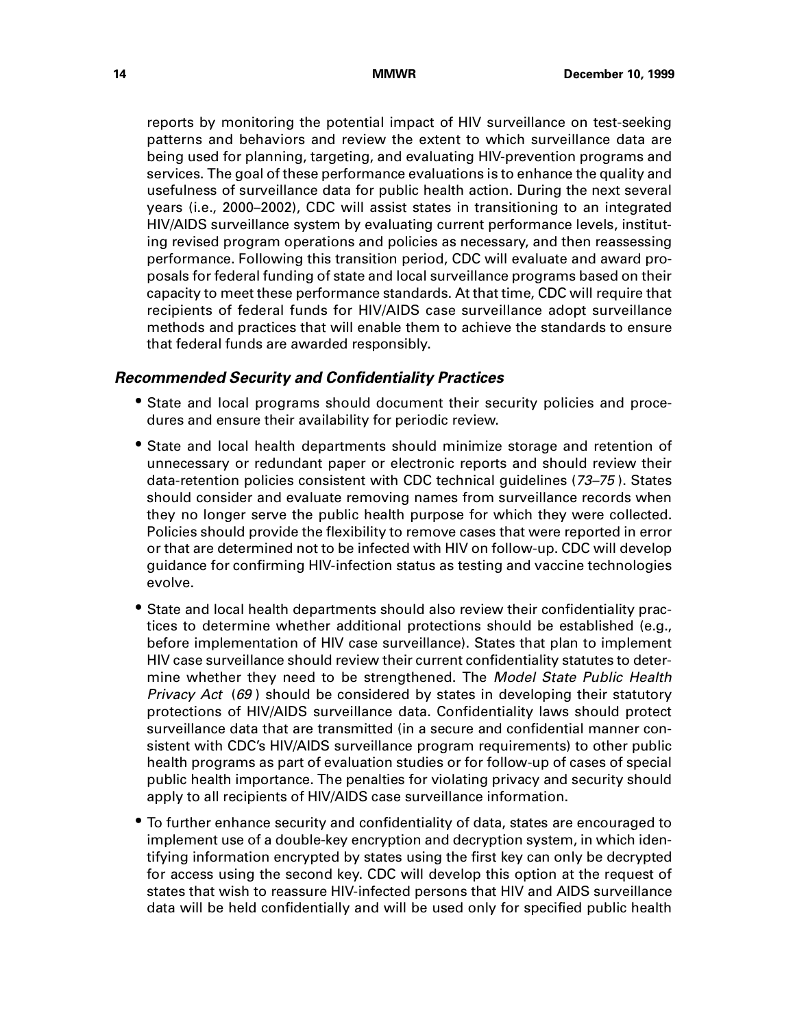reports by monitoring the potential impact of HIV surveillance on test-seeking patterns and behaviors and review the extent to which surveillance data are being used for planning, targeting, and evaluating HIV-prevention programs and services. The goal of these performance evaluations is to enhance the quality and usefulness of surveillance data for public health action. During the next several years (i.e., 2000–2002), CDC will assist states in transitioning to an integrated HIV/AIDS surveillance system by evaluating current performance levels, instituting revised program operations and policies as necessary, and then reassessing performance. Following this transition period, CDC will evaluate and award proposals for federal funding of state and local surveillance programs based on their capacity to meet these performance standards. At that time, CDC will require that recipients of federal funds for HIV/AIDS case surveillance adopt surveillance methods and practices that will enable them to achieve the standards to ensure that federal funds are awarded responsibly.

### *Recommended Security and Confidentiality Practices*

- State and local programs should document their security policies and procedures and ensure their availability for periodic review.
- State and local health departments should minimize storage and retention of unnecessary or redundant paper or electronic reports and should review their data-retention policies consistent with CDC technical guidelines (*73–75*). States should consider and evaluate removing names from surveillance records when they no longer serve the public health purpose for which they were collected. Policies should provide the flexibility to remove cases that were reported in error or that are determined not to be infected with HIV on follow-up. CDC will develop guidance for confirming HIV-infection status as testing and vaccine technologies evolve.
- State and local health departments should also review their confidentiality practices to determine whether additional protections should be established (e.g., before implementation of HIV case surveillance). States that plan to implement HIV case surveillance should review their current confidentiality statutes to determine whether they need to be strengthened. The *Model State Public Health Privacy Act* (*69*) should be considered by states in developing their statutory protections of HIV/AIDS surveillance data. Confidentiality laws should protect surveillance data that are transmitted (in a secure and confidential manner consistent with CDC's HIV/AIDS surveillance program requirements) to other public health programs as part of evaluation studies or for follow-up of cases of special public health importance. The penalties for violating privacy and security should apply to all recipients of HIV/AIDS case surveillance information.
- To further enhance security and confidentiality of data, states are encouraged to implement use of a double-key encryption and decryption system, in which identifying information encrypted by states using the first key can only be decrypted for access using the second key. CDC will develop this option at the request of states that wish to reassure HIV-infected persons that HIV and AIDS surveillance data will be held confidentially and will be used only for specified public health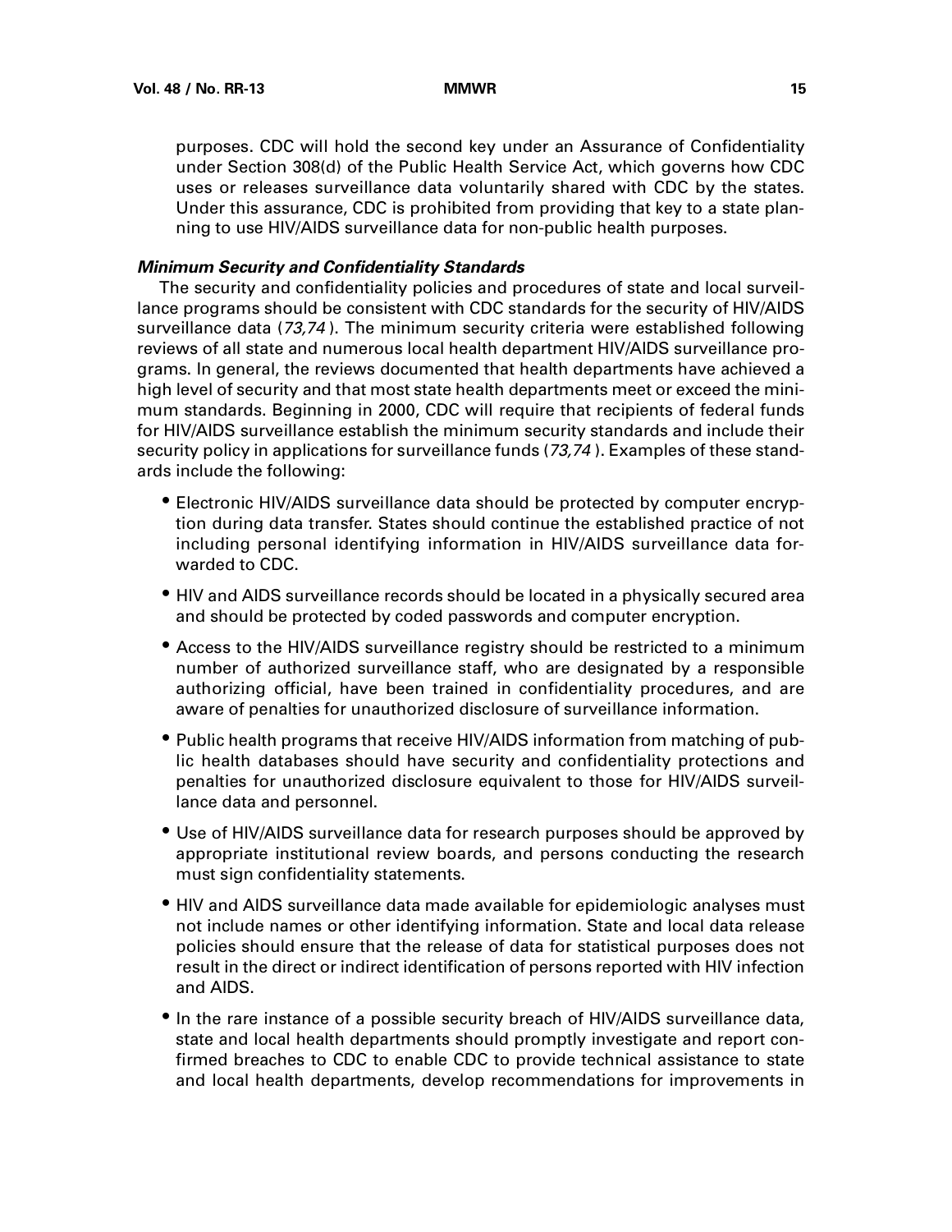purposes. CDC will hold the second key under an Assurance of Confidentiality under Section 308(d) of the Public Health Service Act, which governs how CDC uses or releases surveillance data voluntarily shared with CDC by the states. Under this assurance, CDC is prohibited from providing that key to a state planning to use HIV/AIDS surveillance data for non-public health purposes.

***Minimum Security and Confidentiality Standards***

The security and confidentiality policies and procedures of state and local surveillance programs should be consistent with CDC standards for the security of HIV/AIDS surveillance data (*73,74*). The minimum security criteria were established following reviews of all state and numerous local health department HIV/AIDS surveillance programs. In general, the reviews documented that health departments have achieved a high level of security and that most state health departments meet or exceed the minimum standards. Beginning in 2000, CDC will require that recipients of federal funds for HIV/AIDS surveillance establish the minimum security standards and include their security policy in applications for surveillance funds (*73,74*). Examples of these standards include the following:

- Electronic HIV/AIDS surveillance data should be protected by computer encryption during data transfer. States should continue the established practice of not including personal identifying information in HIV/AIDS surveillance data forwarded to CDC.
- HIV and AIDS surveillance records should be located in a physically secured area and should be protected by coded passwords and computer encryption.
- Access to the HIV/AIDS surveillance registry should be restricted to a minimum number of authorized surveillance staff, who are designated by a responsible authorizing official, have been trained in confidentiality procedures, and are aware of penalties for unauthorized disclosure of surveillance information.
- Public health programs that receive HIV/AIDS information from matching of public health databases should have security and confidentiality protections and penalties for unauthorized disclosure equivalent to those for HIV/AIDS surveillance data and personnel.
- Use of HIV/AIDS surveillance data for research purposes should be approved by appropriate institutional review boards, and persons conducting the research must sign confidentiality statements.
- HIV and AIDS surveillance data made available for epidemiologic analyses must not include names or other identifying information. State and local data release policies should ensure that the release of data for statistical purposes does not result in the direct or indirect identification of persons reported with HIV infection and AIDS.
- In the rare instance of a possible security breach of HIV/AIDS surveillance data, state and local health departments should promptly investigate and report confirmed breaches to CDC to enable CDC to provide technical assistance to state and local health departments, develop recommendations for improvements in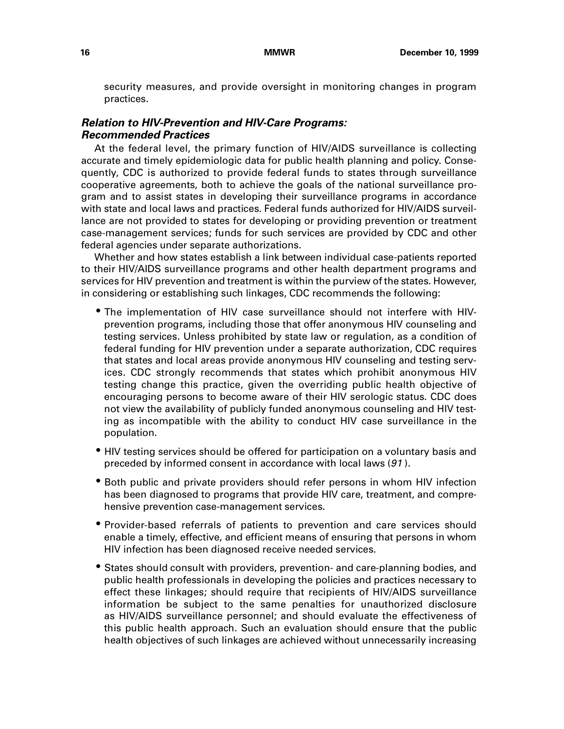security measures, and provide oversight in monitoring changes in program practices.

### *Relation to HIV-Prevention and HIV-Care Programs: Recommended Practices*

At the federal level, the primary function of HIV/AIDS surveillance is collecting accurate and timely epidemiologic data for public health planning and policy. Consequently, CDC is authorized to provide federal funds to states through surveillance cooperative agreements, both to achieve the goals of the national surveillance program and to assist states in developing their surveillance programs in accordance with state and local laws and practices. Federal funds authorized for HIV/AIDS surveillance are not provided to states for developing or providing prevention or treatment case-management services; funds for such services are provided by CDC and other federal agencies under separate authorizations.

Whether and how states establish a link between individual case-patients reported to their HIV/AIDS surveillance programs and other health department programs and services for HIV prevention and treatment is within the purview of the states. However, in considering or establishing such linkages, CDC recommends the following:

- The implementation of HIV case surveillance should not interfere with HIV-prevention programs, including those that offer anonymous HIV counseling and testing services. Unless prohibited by state law or regulation, as a condition of federal funding for HIV prevention under a separate authorization, CDC requires that states and local areas provide anonymous HIV counseling and testing services. CDC strongly recommends that states which prohibit anonymous HIV testing change this practice, given the overriding public health objective of encouraging persons to become aware of their HIV serologic status. CDC does not view the availability of publicly funded anonymous counseling and HIV testing as incompatible with the ability to conduct HIV case surveillance in the population.
- HIV testing services should be offered for participation on a voluntary basis and preceded by informed consent in accordance with local laws (*91*).
- Both public and private providers should refer persons in whom HIV infection has been diagnosed to programs that provide HIV care, treatment, and comprehensive prevention case-management services.
- Provider-based referrals of patients to prevention and care services should enable a timely, effective, and efficient means of ensuring that persons in whom HIV infection has been diagnosed receive needed services.
- States should consult with providers, prevention- and care-planning bodies, and public health professionals in developing the policies and practices necessary to effect these linkages; should require that recipients of HIV/AIDS surveillance information be subject to the same penalties for unauthorized disclosure as HIV/AIDS surveillance personnel; and should evaluate the effectiveness of this public health approach. Such an evaluation should ensure that the public health objectives of such linkages are achieved without unnecessarily increasing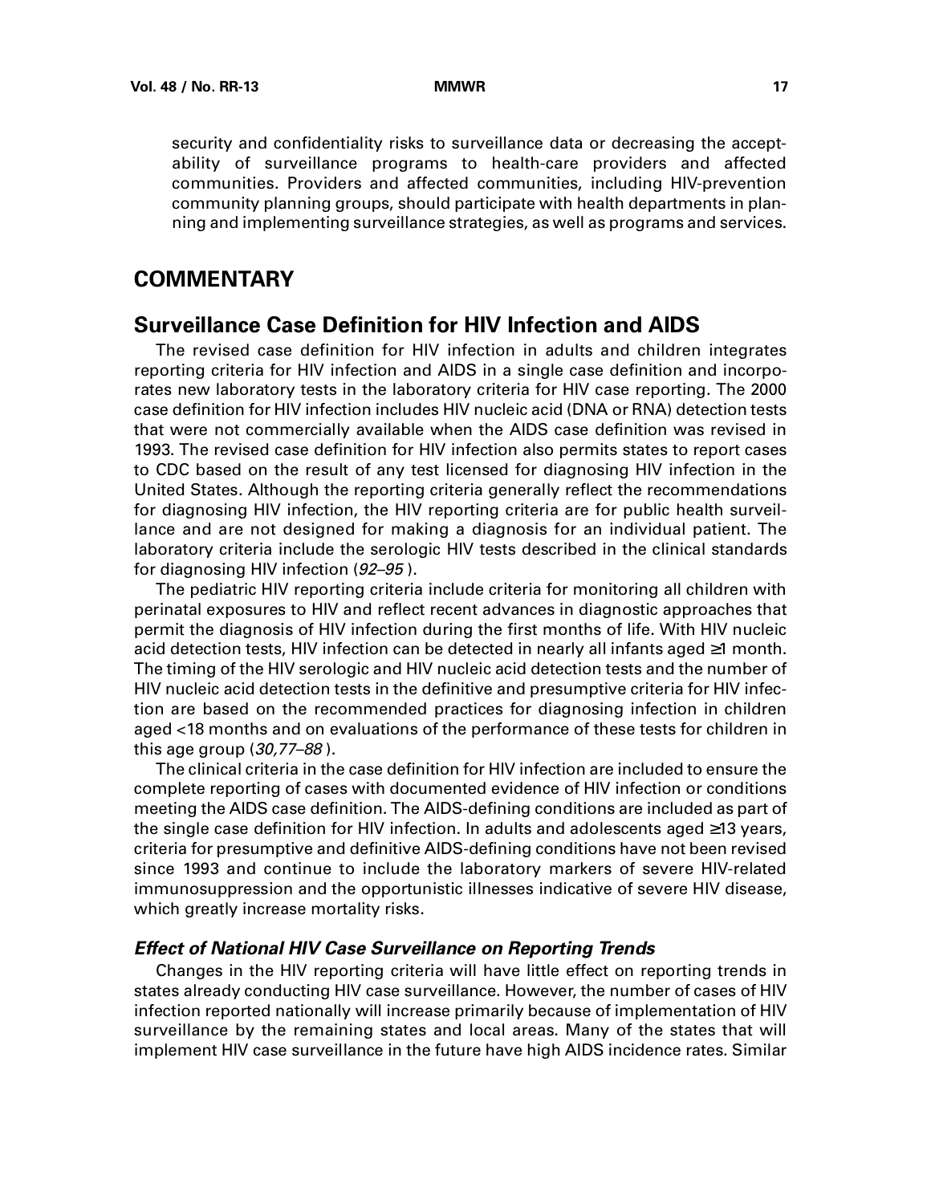security and confidentiality risks to surveillance data or decreasing the acceptability of surveillance programs to health-care providers and affected communities. Providers and affected communities, including HIV-prevention community planning groups, should participate with health departments in planning and implementing surveillance strategies, as well as programs and services.

# COMMENTARY

## Surveillance Case Definition for HIV Infection and AIDS

The revised case definition for HIV infection in adults and children integrates reporting criteria for HIV infection and AIDS in a single case definition and incorporates new laboratory tests in the laboratory criteria for HIV case reporting. The 2000 case definition for HIV infection includes HIV nucleic acid (DNA or RNA) detection tests that were not commercially available when the AIDS case definition was revised in 1993. The revised case definition for HIV infection also permits states to report cases to CDC based on the result of any test licensed for diagnosing HIV infection in the United States. Although the reporting criteria generally reflect the recommendations for diagnosing HIV infection, the HIV reporting criteria are for public health surveillance and are not designed for making a diagnosis for an individual patient. The laboratory criteria include the serologic HIV tests described in the clinical standards for diagnosing HIV infection (*92–95*).

The pediatric HIV reporting criteria include criteria for monitoring all children with perinatal exposures to HIV and reflect recent advances in diagnostic approaches that permit the diagnosis of HIV infection during the first months of life. With HIV nucleic acid detection tests, HIV infection can be detected in nearly all infants aged ≥1 month. The timing of the HIV serologic and HIV nucleic acid detection tests and the number of HIV nucleic acid detection tests in the definitive and presumptive criteria for HIV infection are based on the recommended practices for diagnosing infection in children aged <18 months and on evaluations of the performance of these tests for children in this age group (*30,77–88*).

The clinical criteria in the case definition for HIV infection are included to ensure the complete reporting of cases with documented evidence of HIV infection or conditions meeting the AIDS case definition. The AIDS-defining conditions are included as part of the single case definition for HIV infection. In adults and adolescents aged ≥13 years, criteria for presumptive and definitive AIDS-defining conditions have not been revised since 1993 and continue to include the laboratory markers of severe HIV-related immunosuppression and the opportunistic illnesses indicative of severe HIV disease, which greatly increase mortality risks.

### *Effect of National HIV Case Surveillance on Reporting Trends*

Changes in the HIV reporting criteria will have little effect on reporting trends in states already conducting HIV case surveillance. However, the number of cases of HIV infection reported nationally will increase primarily because of implementation of HIV surveillance by the remaining states and local areas. Many of the states that will implement HIV case surveillance in the future have high AIDS incidence rates. Similar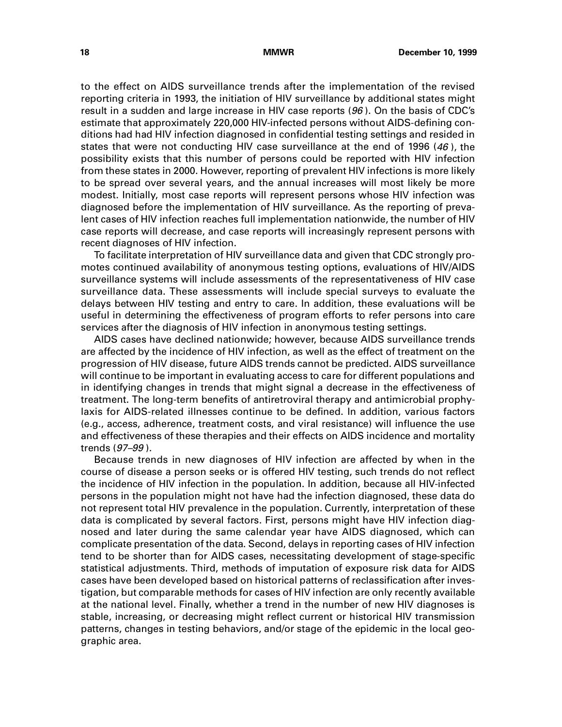to the effect on AIDS surveillance trends after the implementation of the revised reporting criteria in 1993, the initiation of HIV surveillance by additional states might result in a sudden and large increase in HIV case reports (*96*). On the basis of CDC's estimate that approximately 220,000 HIV-infected persons without AIDS-defining conditions had had HIV infection diagnosed in confidential testing settings and resided in states that were not conducting HIV case surveillance at the end of 1996 (*46*), the possibility exists that this number of persons could be reported with HIV infection from these states in 2000. However, reporting of prevalent HIV infections is more likely to be spread over several years, and the annual increases will most likely be more modest. Initially, most case reports will represent persons whose HIV infection was diagnosed before the implementation of HIV surveillance. As the reporting of prevalent cases of HIV infection reaches full implementation nationwide, the number of HIV case reports will decrease, and case reports will increasingly represent persons with recent diagnoses of HIV infection.

To facilitate interpretation of HIV surveillance data and given that CDC strongly promotes continued availability of anonymous testing options, evaluations of HIV/AIDS surveillance systems will include assessments of the representativeness of HIV case surveillance data. These assessments will include special surveys to evaluate the delays between HIV testing and entry to care. In addition, these evaluations will be useful in determining the effectiveness of program efforts to refer persons into care services after the diagnosis of HIV infection in anonymous testing settings.

AIDS cases have declined nationwide; however, because AIDS surveillance trends are affected by the incidence of HIV infection, as well as the effect of treatment on the progression of HIV disease, future AIDS trends cannot be predicted. AIDS surveillance will continue to be important in evaluating access to care for different populations and in identifying changes in trends that might signal a decrease in the effectiveness of treatment. The long-term benefits of antiretroviral therapy and antimicrobial prophylaxis for AIDS-related illnesses continue to be defined. In addition, various factors (e.g., access, adherence, treatment costs, and viral resistance) will influence the use and effectiveness of these therapies and their effects on AIDS incidence and mortality trends (*97–99*).

Because trends in new diagnoses of HIV infection are affected by when in the course of disease a person seeks or is offered HIV testing, such trends do not reflect the incidence of HIV infection in the population. In addition, because all HIV-infected persons in the population might not have had the infection diagnosed, these data do not represent total HIV prevalence in the population. Currently, interpretation of these data is complicated by several factors. First, persons might have HIV infection diagnosed and later during the same calendar year have AIDS diagnosed, which can complicate presentation of the data. Second, delays in reporting cases of HIV infection tend to be shorter than for AIDS cases, necessitating development of stage-specific statistical adjustments. Third, methods of imputation of exposure risk data for AIDS cases have been developed based on historical patterns of reclassification after investigation, but comparable methods for cases of HIV infection are only recently available at the national level. Finally, whether a trend in the number of new HIV diagnoses is stable, increasing, or decreasing might reflect current or historical HIV transmission patterns, changes in testing behaviors, and/or stage of the epidemic in the local geographic area.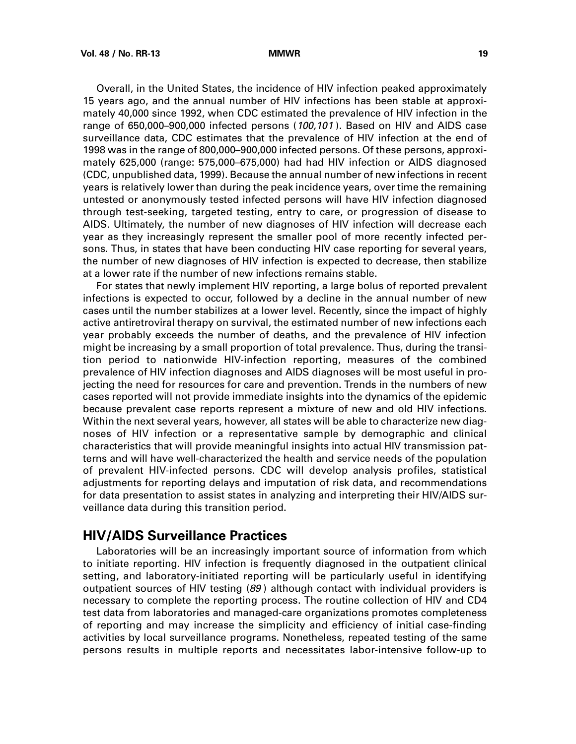Overall, in the United States, the incidence of HIV infection peaked approximately 15 years ago, and the annual number of HIV infections has been stable at approximately 40,000 since 1992, when CDC estimated the prevalence of HIV infection in the range of 650,000–900,000 infected persons (*100,101*). Based on HIV and AIDS case surveillance data, CDC estimates that the prevalence of HIV infection at the end of 1998 was in the range of 800,000–900,000 infected persons. Of these persons, approximately 625,000 (range: 575,000–675,000) had had HIV infection or AIDS diagnosed (CDC, unpublished data, 1999). Because the annual number of new infections in recent years is relatively lower than during the peak incidence years, over time the remaining untested or anonymously tested infected persons will have HIV infection diagnosed through test-seeking, targeted testing, entry to care, or progression of disease to AIDS. Ultimately, the number of new diagnoses of HIV infection will decrease each year as they increasingly represent the smaller pool of more recently infected persons. Thus, in states that have been conducting HIV case reporting for several years, the number of new diagnoses of HIV infection is expected to decrease, then stabilize at a lower rate if the number of new infections remains stable.

For states that newly implement HIV reporting, a large bolus of reported prevalent infections is expected to occur, followed by a decline in the annual number of new cases until the number stabilizes at a lower level. Recently, since the impact of highly active antiretroviral therapy on survival, the estimated number of new infections each year probably exceeds the number of deaths, and the prevalence of HIV infection might be increasing by a small proportion of total prevalence. Thus, during the transition period to nationwide HIV-infection reporting, measures of the combined prevalence of HIV infection diagnoses and AIDS diagnoses will be most useful in projecting the need for resources for care and prevention. Trends in the numbers of new cases reported will not provide immediate insights into the dynamics of the epidemic because prevalent case reports represent a mixture of new and old HIV infections. Within the next several years, however, all states will be able to characterize new diagnoses of HIV infection or a representative sample by demographic and clinical characteristics that will provide meaningful insights into actual HIV transmission patterns and will have well-characterized the health and service needs of the population of prevalent HIV-infected persons. CDC will develop analysis profiles, statistical adjustments for reporting delays and imputation of risk data, and recommendations for data presentation to assist states in analyzing and interpreting their HIV/AIDS surveillance data during this transition period.

## HIV/AIDS Surveillance Practices

Laboratories will be an increasingly important source of information from which to initiate reporting. HIV infection is frequently diagnosed in the outpatient clinical setting, and laboratory-initiated reporting will be particularly useful in identifying outpatient sources of HIV testing (*89*) although contact with individual providers is necessary to complete the reporting process. The routine collection of HIV and CD4 test data from laboratories and managed-care organizations promotes completeness of reporting and may increase the simplicity and efficiency of initial case-finding activities by local surveillance programs. Nonetheless, repeated testing of the same persons results in multiple reports and necessitates labor-intensive follow-up to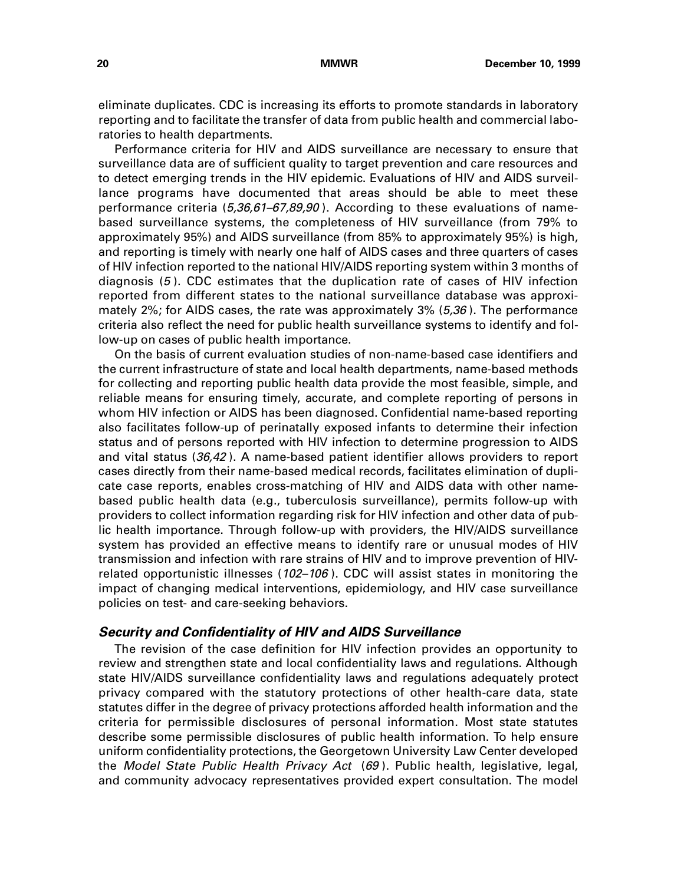eliminate duplicates. CDC is increasing its efforts to promote standards in laboratory reporting and to facilitate the transfer of data from public health and commercial laboratories to health departments.

Performance criteria for HIV and AIDS surveillance are necessary to ensure that surveillance data are of sufficient quality to target prevention and care resources and to detect emerging trends in the HIV epidemic. Evaluations of HIV and AIDS surveillance programs have documented that areas should be able to meet these performance criteria (*5,36,61–67,89,90*). According to these evaluations of name-based surveillance systems, the completeness of HIV surveillance (from 79% to approximately 95%) and AIDS surveillance (from 85% to approximately 95%) is high, and reporting is timely with nearly one half of AIDS cases and three quarters of cases of HIV infection reported to the national HIV/AIDS reporting system within 3 months of diagnosis (*5*). CDC estimates that the duplication rate of cases of HIV infection reported from different states to the national surveillance database was approximately 2%; for AIDS cases, the rate was approximately 3% (*5,36*). The performance criteria also reflect the need for public health surveillance systems to identify and follow-up on cases of public health importance.

On the basis of current evaluation studies of non-name-based case identifiers and the current infrastructure of state and local health departments, name-based methods for collecting and reporting public health data provide the most feasible, simple, and reliable means for ensuring timely, accurate, and complete reporting of persons in whom HIV infection or AIDS has been diagnosed. Confidential name-based reporting also facilitates follow-up of perinatally exposed infants to determine their infection status and of persons reported with HIV infection to determine progression to AIDS and vital status (*36,42*). A name-based patient identifier allows providers to report cases directly from their name-based medical records, facilitates elimination of duplicate case reports, enables cross-matching of HIV and AIDS data with other name-based public health data (e.g., tuberculosis surveillance), permits follow-up with providers to collect information regarding risk for HIV infection and other data of public health importance. Through follow-up with providers, the HIV/AIDS surveillance system has provided an effective means to identify rare or unusual modes of HIV transmission and infection with rare strains of HIV and to improve prevention of HIV-related opportunistic illnesses (*102–106*). CDC will assist states in monitoring the impact of changing medical interventions, epidemiology, and HIV case surveillance policies on test- and care-seeking behaviors.

### *Security and Confidentiality of HIV and AIDS Surveillance*

The revision of the case definition for HIV infection provides an opportunity to review and strengthen state and local confidentiality laws and regulations. Although state HIV/AIDS surveillance confidentiality laws and regulations adequately protect privacy compared with the statutory protections of other health-care data, state statutes differ in the degree of privacy protections afforded health information and the criteria for permissible disclosures of personal information. Most state statutes describe some permissible disclosures of public health information. To help ensure uniform confidentiality protections, the Georgetown University Law Center developed the *Model State Public Health Privacy Act* (*69*). Public health, legislative, legal, and community advocacy representatives provided expert consultation. The model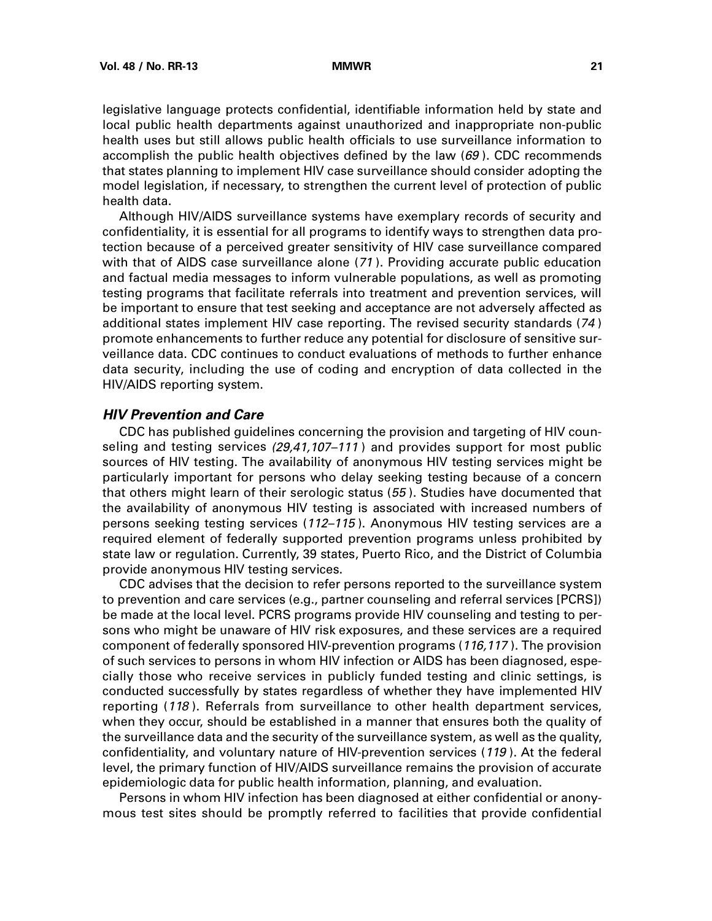legislative language protects confidential, identifiable information held by state and local public health departments against unauthorized and inappropriate non-public health uses but still allows public health officials to use surveillance information to accomplish the public health objectives defined by the law (*69*). CDC recommends that states planning to implement HIV case surveillance should consider adopting the model legislation, if necessary, to strengthen the current level of protection of public health data.

Although HIV/AIDS surveillance systems have exemplary records of security and confidentiality, it is essential for all programs to identify ways to strengthen data protection because of a perceived greater sensitivity of HIV case surveillance compared with that of AIDS case surveillance alone (*71*). Providing accurate public education and factual media messages to inform vulnerable populations, as well as promoting testing programs that facilitate referrals into treatment and prevention services, will be important to ensure that test seeking and acceptance are not adversely affected as additional states implement HIV case reporting. The revised security standards (*74*) promote enhancements to further reduce any potential for disclosure of sensitive surveillance data. CDC continues to conduct evaluations of methods to further enhance data security, including the use of coding and encryption of data collected in the HIV/AIDS reporting system.

### *HIV Prevention and Care*

CDC has published guidelines concerning the provision and targeting of HIV counseling and testing services *(29,41,107–111)* and provides support for most public sources of HIV testing. The availability of anonymous HIV testing services might be particularly important for persons who delay seeking testing because of a concern that others might learn of their serologic status (*55*). Studies have documented that the availability of anonymous HIV testing is associated with increased numbers of persons seeking testing services (*112–115*). Anonymous HIV testing services are a required element of federally supported prevention programs unless prohibited by state law or regulation. Currently, 39 states, Puerto Rico, and the District of Columbia provide anonymous HIV testing services.

CDC advises that the decision to refer persons reported to the surveillance system to prevention and care services (e.g., partner counseling and referral services [PCRS]) be made at the local level. PCRS programs provide HIV counseling and testing to persons who might be unaware of HIV risk exposures, and these services are a required component of federally sponsored HIV-prevention programs (*116,117*). The provision of such services to persons in whom HIV infection or AIDS has been diagnosed, especially those who receive services in publicly funded testing and clinic settings, is conducted successfully by states regardless of whether they have implemented HIV reporting (*118*). Referrals from surveillance to other health department services, when they occur, should be established in a manner that ensures both the quality of the surveillance data and the security of the surveillance system, as well as the quality, confidentiality, and voluntary nature of HIV-prevention services (*119*). At the federal level, the primary function of HIV/AIDS surveillance remains the provision of accurate epidemiologic data for public health information, planning, and evaluation.

Persons in whom HIV infection has been diagnosed at either confidential or anonymous test sites should be promptly referred to facilities that provide confidential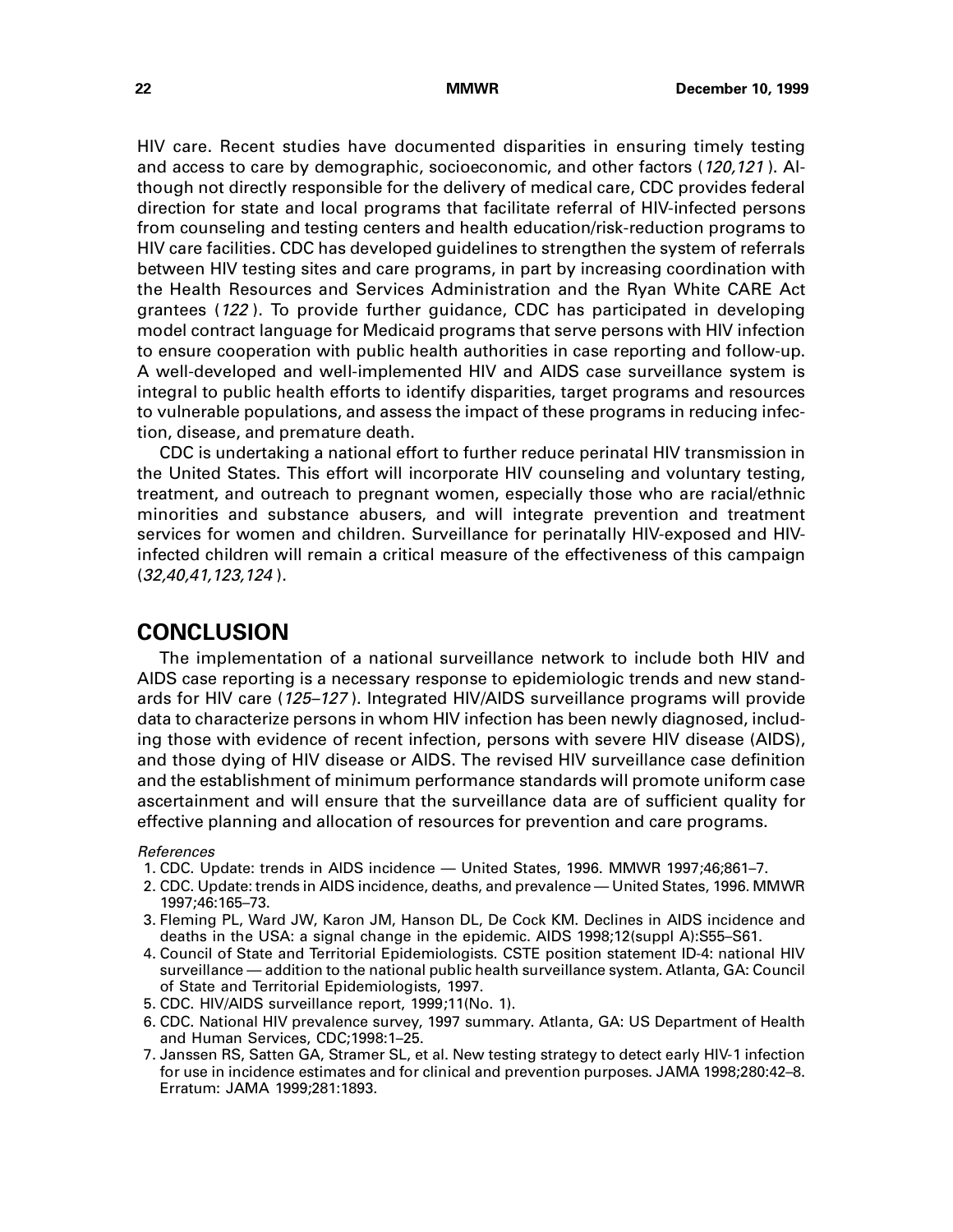HIV care. Recent studies have documented disparities in ensuring timely testing and access to care by demographic, socioeconomic, and other factors (*120,121*). Although not directly responsible for the delivery of medical care, CDC provides federal direction for state and local programs that facilitate referral of HIV-infected persons from counseling and testing centers and health education/risk-reduction programs to HIV care facilities. CDC has developed guidelines to strengthen the system of referrals between HIV testing sites and care programs, in part by increasing coordination with the Health Resources and Services Administration and the Ryan White CARE Act grantees (*122*). To provide further guidance, CDC has participated in developing model contract language for Medicaid programs that serve persons with HIV infection to ensure cooperation with public health authorities in case reporting and follow-up. A well-developed and well-implemented HIV and AIDS case surveillance system is integral to public health efforts to identify disparities, target programs and resources to vulnerable populations, and assess the impact of these programs in reducing infection, disease, and premature death.

CDC is undertaking a national effort to further reduce perinatal HIV transmission in the United States. This effort will incorporate HIV counseling and voluntary testing, treatment, and outreach to pregnant women, especially those who are racial/ethnic minorities and substance abusers, and will integrate prevention and treatment services for women and children. Surveillance for perinatally HIV-exposed and HIV-infected children will remain a critical measure of the effectiveness of this campaign (*32,40,41,123,124*).

## CONCLUSION

The implementation of a national surveillance network to include both HIV and AIDS case reporting is a necessary response to epidemiologic trends and new standards for HIV care (*125–127*). Integrated HIV/AIDS surveillance programs will provide data to characterize persons in whom HIV infection has been newly diagnosed, including those with evidence of recent infection, persons with severe HIV disease (AIDS), and those dying of HIV disease or AIDS. The revised HIV surveillance case definition and the establishment of minimum performance standards will promote uniform case ascertainment and will ensure that the surveillance data are of sufficient quality for effective planning and allocation of resources for prevention and care programs.

*References*

1. CDC. Update: trends in AIDS incidence — United States, 1996. MMWR 1997;46;861–7.
2. CDC. Update: trends in AIDS incidence, deaths, and prevalence — United States, 1996. MMWR 1997;46:165–73.
3. Fleming PL, Ward JW, Karon JM, Hanson DL, De Cock KM. Declines in AIDS incidence and deaths in the USA: a signal change in the epidemic. AIDS 1998;12(suppl A):S55–S61.
4. Council of State and Territorial Epidemiologists. CSTE position statement ID-4: national HIV surveillance — addition to the national public health surveillance system. Atlanta, GA: Council of State and Territorial Epidemiologists, 1997.
5. CDC. HIV/AIDS surveillance report, 1999;11(No. 1).
6. CDC. National HIV prevalence survey, 1997 summary. Atlanta, GA: US Department of Health and Human Services, CDC;1998:1–25.
7. Janssen RS, Satten GA, Stramer SL, et al. New testing strategy to detect early HIV-1 infection for use in incidence estimates and for clinical and prevention purposes. JAMA 1998;280:42–8. Erratum: JAMA 1999;281:1893.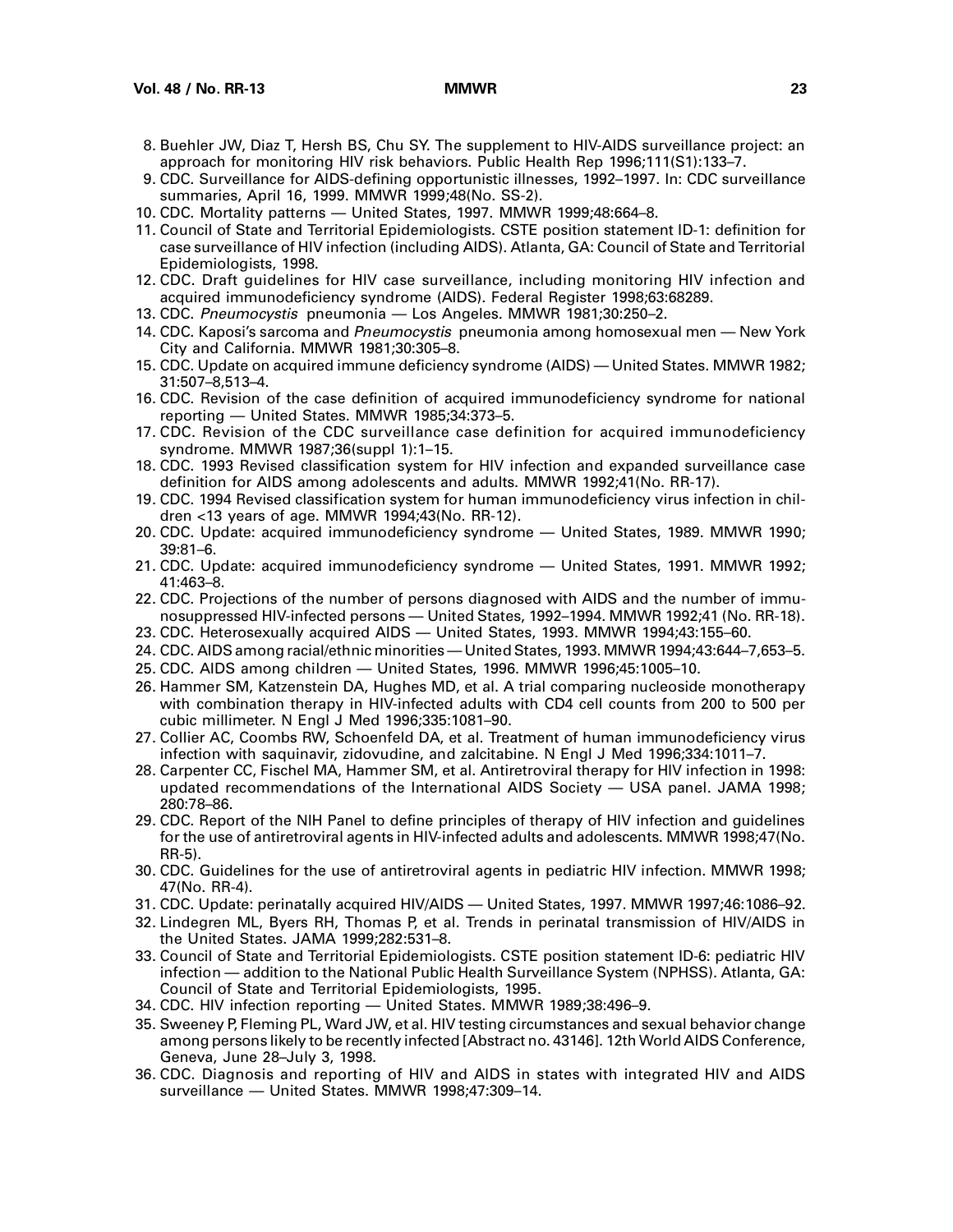8. Buehler JW, Diaz T, Hersh BS, Chu SY. The supplement to HIV-AIDS surveillance project: an approach for monitoring HIV risk behaviors. Public Health Rep 1996;111(S1):133–7.
9. CDC. Surveillance for AIDS-defining opportunistic illnesses, 1992–1997. In: CDC surveillance summaries, April 16, 1999. MMWR 1999;48(No. SS-2).
10. CDC. Mortality patterns — United States, 1997. MMWR 1999;48:664–8.
11. Council of State and Territorial Epidemiologists. CSTE position statement ID-1: definition for case surveillance of HIV infection (including AIDS). Atlanta, GA: Council of State and Territorial Epidemiologists, 1998.
12. CDC. Draft guidelines for HIV case surveillance, including monitoring HIV infection and acquired immunodeficiency syndrome (AIDS). Federal Register 1998;63:68289.
13. CDC. *Pneumocystis* pneumonia — Los Angeles. MMWR 1981;30:250–2.
14. CDC. Kaposi's sarcoma and *Pneumocystis* pneumonia among homosexual men — New York City and California. MMWR 1981;30:305–8.
15. CDC. Update on acquired immune deficiency syndrome (AIDS) — United States. MMWR 1982; 31:507–8,513–4.
16. CDC. Revision of the case definition of acquired immunodeficiency syndrome for national reporting — United States. MMWR 1985;34:373–5.
17. CDC. Revision of the CDC surveillance case definition for acquired immunodeficiency syndrome. MMWR 1987;36(suppl 1):1–15.
18. CDC. 1993 Revised classification system for HIV infection and expanded surveillance case definition for AIDS among adolescents and adults. MMWR 1992;41(No. RR-17).
19. CDC. 1994 Revised classification system for human immunodeficiency virus infection in children <13 years of age. MMWR 1994;43(No. RR-12).
20. CDC. Update: acquired immunodeficiency syndrome — United States, 1989. MMWR 1990; 39:81–6.
21. CDC. Update: acquired immunodeficiency syndrome — United States, 1991. MMWR 1992; 41:463–8.
22. CDC. Projections of the number of persons diagnosed with AIDS and the number of immunosuppressed HIV-infected persons — United States, 1992–1994. MMWR 1992;41 (No. RR-18).
23. CDC. Heterosexually acquired AIDS — United States, 1993. MMWR 1994;43:155–60.
24. CDC. AIDS among racial/ethnic minorities — United States, 1993. MMWR 1994;43:644–7,653–5.
25. CDC. AIDS among children — United States, 1996. MMWR 1996;45:1005–10.
26. Hammer SM, Katzenstein DA, Hughes MD, et al. A trial comparing nucleoside monotherapy with combination therapy in HIV-infected adults with CD4 cell counts from 200 to 500 per cubic millimeter. N Engl J Med 1996;335:1081–90.
27. Collier AC, Coombs RW, Schoenfeld DA, et al. Treatment of human immunodeficiency virus infection with saquinavir, zidovudine, and zalcitabine. N Engl J Med 1996;334:1011–7.
28. Carpenter CC, Fischel MA, Hammer SM, et al. Antiretroviral therapy for HIV infection in 1998: updated recommendations of the International AIDS Society — USA panel. JAMA 1998; 280:78–86.
29. CDC. Report of the NIH Panel to define principles of therapy of HIV infection and guidelines for the use of antiretroviral agents in HIV-infected adults and adolescents. MMWR 1998;47(No. RR-5).
30. CDC. Guidelines for the use of antiretroviral agents in pediatric HIV infection. MMWR 1998; 47(No. RR-4).
31. CDC. Update: perinatally acquired HIV/AIDS — United States, 1997. MMWR 1997;46:1086–92.
32. Lindegren ML, Byers RH, Thomas P, et al. Trends in perinatal transmission of HIV/AIDS in the United States. JAMA 1999;282:531–8.
33. Council of State and Territorial Epidemiologists. CSTE position statement ID-6: pediatric HIV infection — addition to the National Public Health Surveillance System (NPHSS). Atlanta, GA: Council of State and Territorial Epidemiologists, 1995.
34. CDC. HIV infection reporting — United States. MMWR 1989;38:496–9.
35. Sweeney P, Fleming PL, Ward JW, et al. HIV testing circumstances and sexual behavior change among persons likely to be recently infected [Abstract no. 43146]. 12th World AIDS Conference, Geneva, June 28–July 3, 1998.
36. CDC. Diagnosis and reporting of HIV and AIDS in states with integrated HIV and AIDS surveillance — United States. MMWR 1998;47:309–14.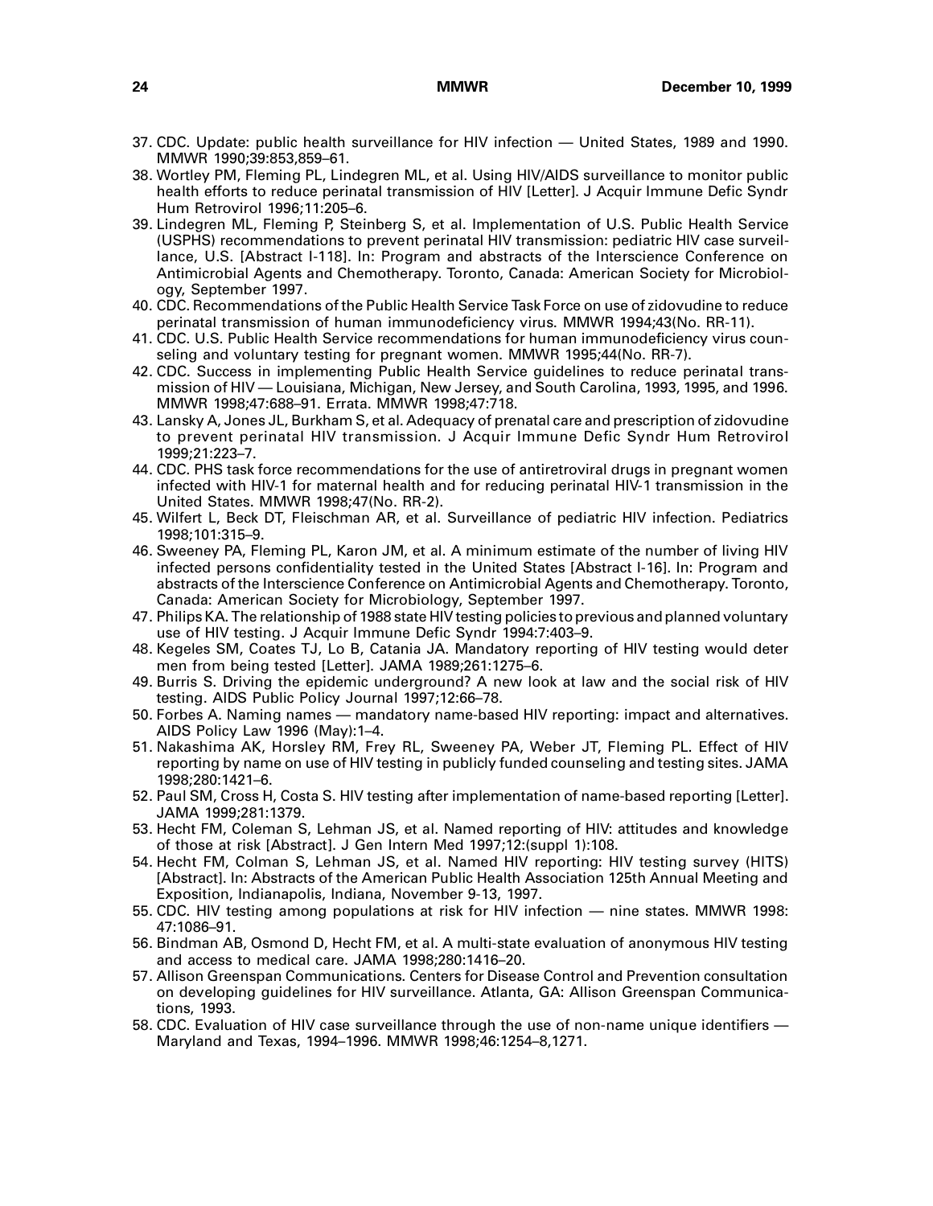37. CDC. Update: public health surveillance for HIV infection — United States, 1989 and 1990. MMWR 1990;39:853,859–61.
38. Wortley PM, Fleming PL, Lindegren ML, et al. Using HIV/AIDS surveillance to monitor public health efforts to reduce perinatal transmission of HIV [Letter]. J Acquir Immune Defic Syndr Hum Retrovirol 1996;11:205–6.
39. Lindegren ML, Fleming P, Steinberg S, et al. Implementation of U.S. Public Health Service (USPHS) recommendations to prevent perinatal HIV transmission: pediatric HIV case surveillance, U.S. [Abstract I-118]. In: Program and abstracts of the Interscience Conference on Antimicrobial Agents and Chemotherapy. Toronto, Canada: American Society for Microbiology, September 1997.
40. CDC. Recommendations of the Public Health Service Task Force on use of zidovudine to reduce perinatal transmission of human immunodeficiency virus. MMWR 1994;43(No. RR-11).
41. CDC. U.S. Public Health Service recommendations for human immunodeficiency virus counseling and voluntary testing for pregnant women. MMWR 1995;44(No. RR-7).
42. CDC. Success in implementing Public Health Service guidelines to reduce perinatal transmission of HIV — Louisiana, Michigan, New Jersey, and South Carolina, 1993, 1995, and 1996. MMWR 1998;47:688–91. Errata. MMWR 1998;47:718.
43. Lansky A, Jones JL, Burkham S, et al. Adequacy of prenatal care and prescription of zidovudine to prevent perinatal HIV transmission. J Acquir Immune Defic Syndr Hum Retrovirol 1999;21:223–7.
44. CDC. PHS task force recommendations for the use of antiretroviral drugs in pregnant women infected with HIV-1 for maternal health and for reducing perinatal HIV-1 transmission in the United States. MMWR 1998;47(No. RR-2).
45. Wilfert L, Beck DT, Fleischman AR, et al. Surveillance of pediatric HIV infection. Pediatrics 1998;101:315–9.
46. Sweeney PA, Fleming PL, Karon JM, et al. A minimum estimate of the number of living HIV infected persons confidentiality tested in the United States [Abstract I-16]. In: Program and abstracts of the Interscience Conference on Antimicrobial Agents and Chemotherapy. Toronto, Canada: American Society for Microbiology, September 1997.
47. Philips KA. The relationship of 1988 state HIV testing policies to previous and planned voluntary use of HIV testing. J Acquir Immune Defic Syndr 1994:7:403–9.
48. Kegeles SM, Coates TJ, Lo B, Catania JA. Mandatory reporting of HIV testing would deter men from being tested [Letter]. JAMA 1989;261:1275–6.
49. Burris S. Driving the epidemic underground? A new look at law and the social risk of HIV testing. AIDS Public Policy Journal 1997;12:66–78.
50. Forbes A. Naming names — mandatory name-based HIV reporting: impact and alternatives. AIDS Policy Law 1996 (May):1–4.
51. Nakashima AK, Horsley RM, Frey RL, Sweeney PA, Weber JT, Fleming PL. Effect of HIV reporting by name on use of HIV testing in publicly funded counseling and testing sites. JAMA 1998;280:1421–6.
52. Paul SM, Cross H, Costa S. HIV testing after implementation of name-based reporting [Letter]. JAMA 1999;281:1379.
53. Hecht FM, Coleman S, Lehman JS, et al. Named reporting of HIV: attitudes and knowledge of those at risk [Abstract]. J Gen Intern Med 1997;12:(suppl 1):108.
54. Hecht FM, Colman S, Lehman JS, et al. Named HIV reporting: HIV testing survey (HITS) [Abstract]. In: Abstracts of the American Public Health Association 125th Annual Meeting and Exposition, Indianapolis, Indiana, November 9-13, 1997.
55. CDC. HIV testing among populations at risk for HIV infection — nine states. MMWR 1998: 47:1086–91.
56. Bindman AB, Osmond D, Hecht FM, et al. A multi-state evaluation of anonymous HIV testing and access to medical care. JAMA 1998;280:1416–20.
57. Allison Greenspan Communications. Centers for Disease Control and Prevention consultation on developing guidelines for HIV surveillance. Atlanta, GA: Allison Greenspan Communications, 1993.
58. CDC. Evaluation of HIV case surveillance through the use of non-name unique identifiers — Maryland and Texas, 1994–1996. MMWR 1998;46:1254–8,1271.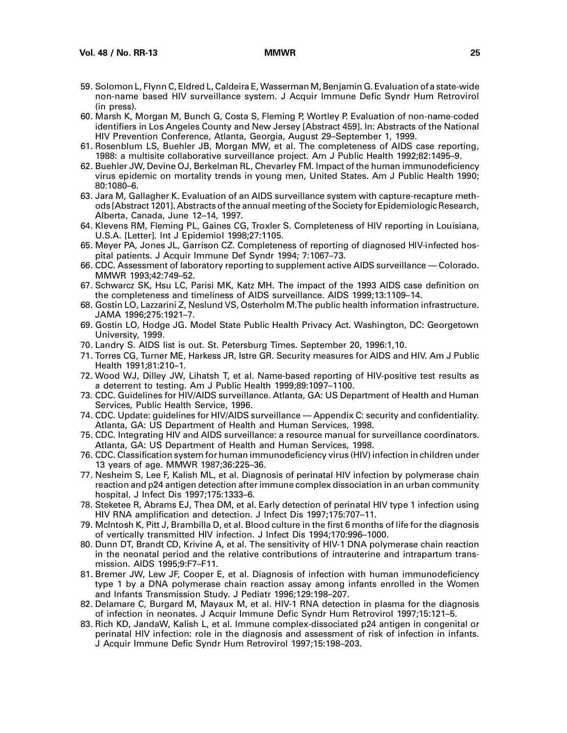59. Solomon L, Flynn C, Eldred L, Caldeira E, Wasserman M, Benjamin G. Evaluation of a state-wide non-name based HIV surveillance system. J Acquir Immune Defic Syndr Hum Retrovirol (in press).
60. Marsh K, Morgan M, Bunch G, Costa S, Fleming P, Wortley P. Evaluation of non-name-coded identifiers in Los Angeles County and New Jersey [Abstract 459]. In: Abstracts of the National HIV Prevention Conference, Atlanta, Georgia, August 29–September 1, 1999.
61. Rosenblum LS, Buehler JB, Morgan MW, et al. The completeness of AIDS case reporting, 1988: a multisite collaborative surveillance project. Am J Public Health 1992;82:1495–9.
62. Buehler JW, Devine OJ, Berkelman RL, Chevarley FM. Impact of the human immunodeficiency virus epidemic on mortality trends in young men, United States. Am J Public Health 1990; 80:1080–6.
63. Jara M, Gallagher K. Evaluation of an AIDS surveillance system with capture-recapture methods [Abstract 1201]. Abstracts of the annual meeting of the Society for Epidemiologic Research, Alberta, Canada, June 12–14, 1997.
64. Klevens RM, Fleming PL, Gaines CG, Troxler S. Completeness of HIV reporting in Louisiana, U.S.A. [Letter]. Int J Epidemiol 1998;27:1105.
65. Meyer PA, Jones JL, Garrison CZ. Completeness of reporting of diagnosed HIV-infected hospital patients. J Acquir Immune Def Syndr 1994; 7:1067–73.
66. CDC. Assessment of laboratory reporting to supplement active AIDS surveillance — Colorado. MMWR 1993;42:749–52.
67. Schwarcz SK, Hsu LC, Parisi MK, Katz MH. The impact of the 1993 AIDS case definition on the completeness and timeliness of AIDS surveillance. AIDS 1999;13:1109–14.
68. Gostin LO, Lazzarini Z, Neslund VS, Osterholm M.The public health information infrastructure. JAMA 1996;275:1921–7.
69. Gostin LO, Hodge JG. Model State Public Health Privacy Act. Washington, DC: Georgetown University, 1999.
70. Landry S. AIDS list is out. St. Petersburg Times. September 20, 1996:1,10.
71. Torres CG, Turner ME, Harkess JR, Istre GR. Security measures for AIDS and HIV. Am J Public Health 1991;81:210–1.
72. Wood WJ, Dilley JW, Lihatsh T, et al. Name-based reporting of HIV-positive test results as a deterrent to testing. Am J Public Health 1999;89:1097–1100.
73. CDC. Guidelines for HIV/AIDS surveillance. Atlanta, GA: US Department of Health and Human Services, Public Health Service, 1996.
74. CDC. Update: guidelines for HIV/AIDS surveillance — Appendix C: security and confidentiality. Atlanta, GA: US Department of Health and Human Services, 1998.
75. CDC. Integrating HIV and AIDS surveillance: a resource manual for surveillance coordinators. Atlanta, GA: US Department of Health and Human Services, 1998.
76. CDC. Classification system for human immunodeficiency virus (HIV) infection in children under 13 years of age. MMWR 1987;36:225–36.
77. Nesheim S, Lee F, Kalish ML, et al. Diagnosis of perinatal HIV infection by polymerase chain reaction and p24 antigen detection after immune complex dissociation in an urban community hospital. J Infect Dis 1997;175:1333–6.
78. Steketee R, Abrams EJ, Thea DM, et al. Early detection of perinatal HIV type 1 infection using HIV RNA amplification and detection. J Infect Dis 1997;175:707–11.
79. McIntosh K, Pitt J, Brambilla D, et al. Blood culture in the first 6 months of life for the diagnosis of vertically transmitted HIV infection. J Infect Dis 1994;170:996–1000.
80. Dunn DT, Brandt CD, Krivine A, et al. The sensitivity of HIV-1 DNA polymerase chain reaction in the neonatal period and the relative contributions of intrauterine and intrapartum transmission. AIDS 1995;9:F7–F11.
81. Bremer JW, Lew JF, Cooper E, et al. Diagnosis of infection with human immunodeficiency type 1 by a DNA polymerase chain reaction assay among infants enrolled in the Women and Infants Transmission Study. J Pediatr 1996;129:198–207.
82. Delamare C, Burgard M, Mayaux M, et al. HIV-1 RNA detection in plasma for the diagnosis of infection in neonates. J Acquir Immune Defic Syndr Hum Retrovirol 1997;15:121–5.
83. Rich KD, JandaW, Kalish L, et al. Immune complex-dissociated p24 antigen in congenital or perinatal HIV infection: role in the diagnosis and assessment of risk of infection in infants. J Acquir Immune Defic Syndr Hum Retrovirol 1997;15:198–203.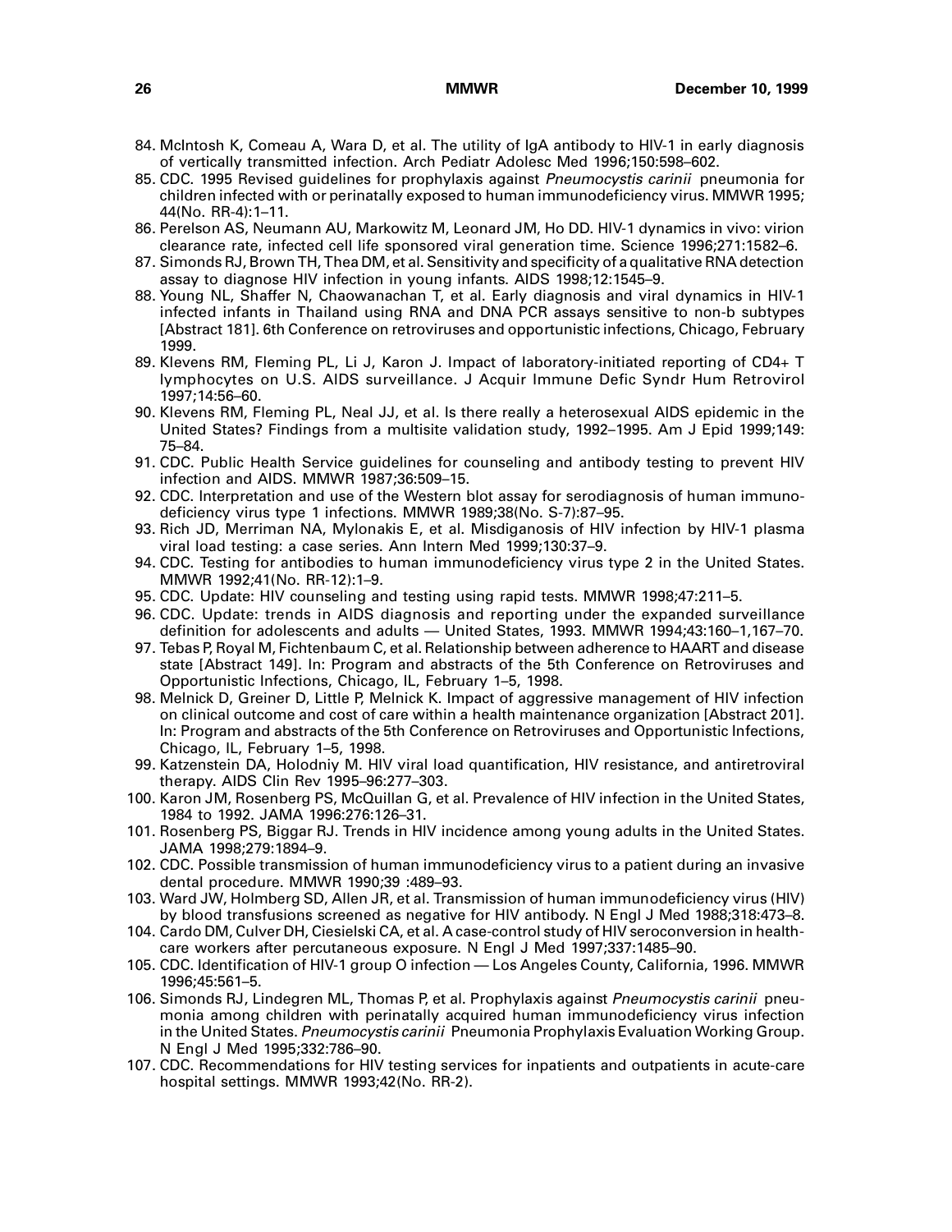84. McIntosh K, Comeau A, Wara D, et al. The utility of IgA antibody to HIV-1 in early diagnosis of vertically transmitted infection. Arch Pediatr Adolesc Med 1996;150:598–602.
85. CDC. 1995 Revised guidelines for prophylaxis against *Pneumocystis carinii* pneumonia for children infected with or perinatally exposed to human immunodeficiency virus. MMWR 1995; 44(No. RR-4):1–11.
86. Perelson AS, Neumann AU, Markowitz M, Leonard JM, Ho DD. HIV-1 dynamics in vivo: virion clearance rate, infected cell life sponsored viral generation time. Science 1996;271:1582–6.
87. Simonds RJ, Brown TH, Thea DM, et al. Sensitivity and specificity of a qualitative RNA detection assay to diagnose HIV infection in young infants. AIDS 1998;12:1545–9.
88. Young NL, Shaffer N, Chaowanachan T, et al. Early diagnosis and viral dynamics in HIV-1 infected infants in Thailand using RNA and DNA PCR assays sensitive to non-b subtypes [Abstract 181]. 6th Conference on retroviruses and opportunistic infections, Chicago, February 1999.
89. Klevens RM, Fleming PL, Li J, Karon J. Impact of laboratory-initiated reporting of CD4+ T lymphocytes on U.S. AIDS surveillance. J Acquir Immune Defic Syndr Hum Retrovirol 1997;14:56–60.
90. Klevens RM, Fleming PL, Neal JJ, et al. Is there really a heterosexual AIDS epidemic in the United States? Findings from a multisite validation study, 1992–1995. Am J Epid 1999;149: 75–84.
91. CDC. Public Health Service guidelines for counseling and antibody testing to prevent HIV infection and AIDS. MMWR 1987;36:509–15.
92. CDC. Interpretation and use of the Western blot assay for serodiagnosis of human immunodeficiency virus type 1 infections. MMWR 1989;38(No. S-7):87–95.
93. Rich JD, Merriman NA, Mylonakis E, et al. Misdiganosis of HIV infection by HIV-1 plasma viral load testing: a case series. Ann Intern Med 1999;130:37–9.
94. CDC. Testing for antibodies to human immunodeficiency virus type 2 in the United States. MMWR 1992;41(No. RR-12):1–9.
95. CDC. Update: HIV counseling and testing using rapid tests. MMWR 1998;47:211–5.
96. CDC. Update: trends in AIDS diagnosis and reporting under the expanded surveillance definition for adolescents and adults — United States, 1993. MMWR 1994;43:160–1,167–70.
97. Tebas P, Royal M, Fichtenbaum C, et al. Relationship between adherence to HAART and disease state [Abstract 149]. In: Program and abstracts of the 5th Conference on Retroviruses and Opportunistic Infections, Chicago, IL, February 1–5, 1998.
98. Melnick D, Greiner D, Little P, Melnick K. Impact of aggressive management of HIV infection on clinical outcome and cost of care within a health maintenance organization [Abstract 201]. In: Program and abstracts of the 5th Conference on Retroviruses and Opportunistic Infections, Chicago, IL, February 1–5, 1998.
99. Katzenstein DA, Holodniy M. HIV viral load quantification, HIV resistance, and antiretroviral therapy. AIDS Clin Rev 1995–96:277–303.
100. Karon JM, Rosenberg PS, McQuillan G, et al. Prevalence of HIV infection in the United States, 1984 to 1992. JAMA 1996:276:126–31.
101. Rosenberg PS, Biggar RJ. Trends in HIV incidence among young adults in the United States. JAMA 1998;279:1894–9.
102. CDC. Possible transmission of human immunodeficiency virus to a patient during an invasive dental procedure. MMWR 1990;39 :489–93.
103. Ward JW, Holmberg SD, Allen JR, et al. Transmission of human immunodeficiency virus (HIV) by blood transfusions screened as negative for HIV antibody. N Engl J Med 1988;318:473–8.
104. Cardo DM, Culver DH, Ciesielski CA, et al. A case-control study of HIV seroconversion in health-care workers after percutaneous exposure. N Engl J Med 1997;337:1485–90.
105. CDC. Identification of HIV-1 group O infection — Los Angeles County, California, 1996. MMWR 1996;45:561–5.
106. Simonds RJ, Lindegren ML, Thomas P, et al. Prophylaxis against *Pneumocystis carinii* pneumonia among children with perinatally acquired human immunodeficiency virus infection in the United States. *Pneumocystis carinii* Pneumonia Prophylaxis Evaluation Working Group. N Engl J Med 1995;332:786–90.
107. CDC. Recommendations for HIV testing services for inpatients and outpatients in acute-care hospital settings. MMWR 1993;42(No. RR-2).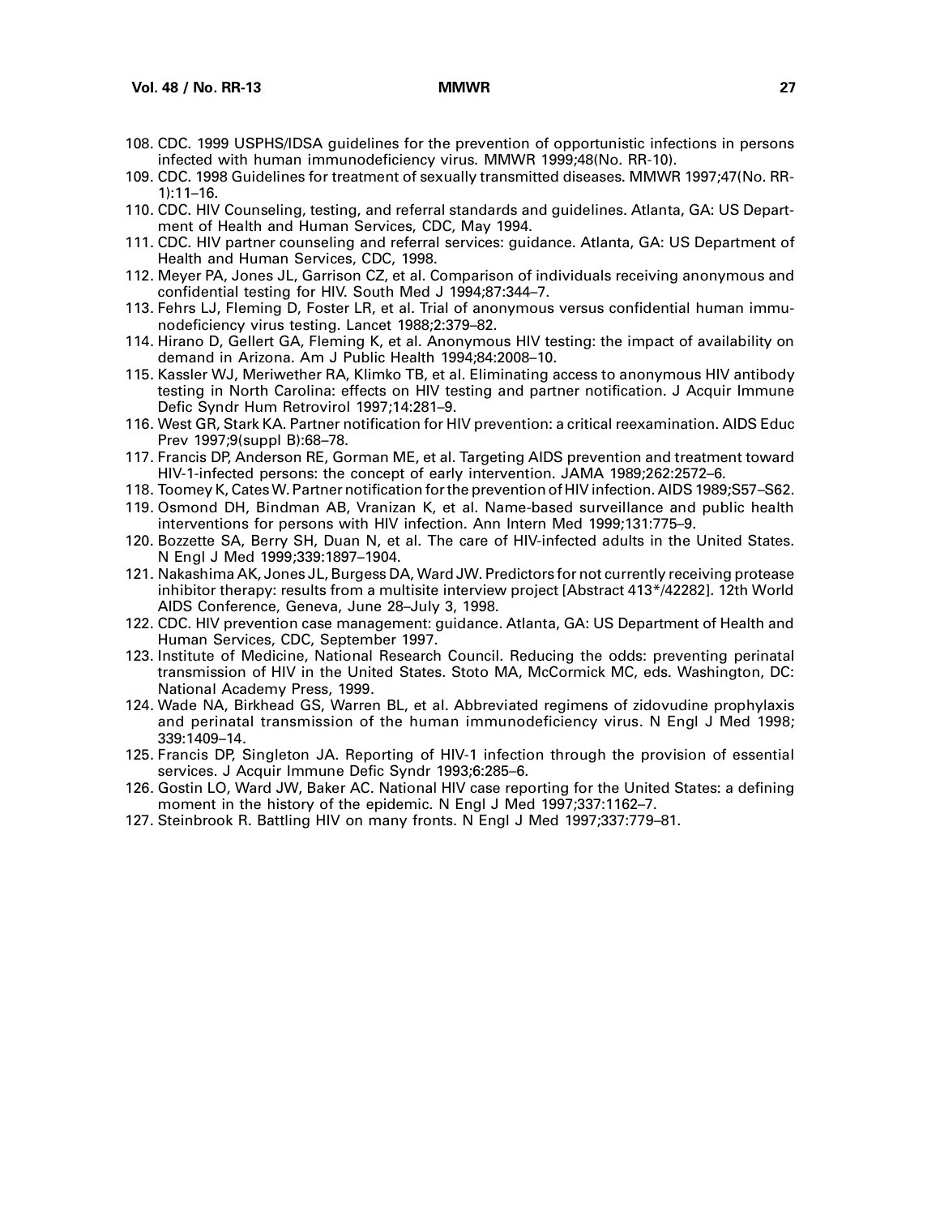108. CDC. 1999 USPHS/IDSA guidelines for the prevention of opportunistic infections in persons infected with human immunodeficiency virus. MMWR 1999;48(No. RR-10).
109. CDC. 1998 Guidelines for treatment of sexually transmitted diseases. MMWR 1997;47(No. RR-1):11–16.
110. CDC. HIV Counseling, testing, and referral standards and guidelines. Atlanta, GA: US Department of Health and Human Services, CDC, May 1994.
111. CDC. HIV partner counseling and referral services: guidance. Atlanta, GA: US Department of Health and Human Services, CDC, 1998.
112. Meyer PA, Jones JL, Garrison CZ, et al. Comparison of individuals receiving anonymous and confidential testing for HIV. South Med J 1994;87:344–7.
113. Fehrs LJ, Fleming D, Foster LR, et al. Trial of anonymous versus confidential human immunodeficiency virus testing. Lancet 1988;2:379–82.
114. Hirano D, Gellert GA, Fleming K, et al. Anonymous HIV testing: the impact of availability on demand in Arizona. Am J Public Health 1994;84:2008–10.
115. Kassler WJ, Meriwether RA, Klimko TB, et al. Eliminating access to anonymous HIV antibody testing in North Carolina: effects on HIV testing and partner notification. J Acquir Immune Defic Syndr Hum Retrovirol 1997;14:281–9.
116. West GR, Stark KA. Partner notification for HIV prevention: a critical reexamination. AIDS Educ Prev 1997;9(suppl B):68–78.
117. Francis DP, Anderson RE, Gorman ME, et al. Targeting AIDS prevention and treatment toward HIV-1-infected persons: the concept of early intervention. JAMA 1989;262:2572–6.
118. Toomey K, Cates W. Partner notification for the prevention of HIV infection. AIDS 1989;S57–S62.
119. Osmond DH, Bindman AB, Vranizan K, et al. Name-based surveillance and public health interventions for persons with HIV infection. Ann Intern Med 1999;131:775–9.
120. Bozzette SA, Berry SH, Duan N, et al. The care of HIV-infected adults in the United States. N Engl J Med 1999;339:1897–1904.
121. Nakashima AK, Jones JL, Burgess DA, Ward JW. Predictors for not currently receiving protease inhibitor therapy: results from a multisite interview project [Abstract 413*/42282]. 12th World AIDS Conference, Geneva, June 28–July 3, 1998.
122. CDC. HIV prevention case management: guidance. Atlanta, GA: US Department of Health and Human Services, CDC, September 1997.
123. Institute of Medicine, National Research Council. Reducing the odds: preventing perinatal transmission of HIV in the United States. Stoto MA, McCormick MC, eds. Washington, DC: National Academy Press, 1999.
124. Wade NA, Birkhead GS, Warren BL, et al. Abbreviated regimens of zidovudine prophylaxis and perinatal transmission of the human immunodeficiency virus. N Engl J Med 1998; 339:1409–14.
125. Francis DP, Singleton JA. Reporting of HIV-1 infection through the provision of essential services. J Acquir Immune Defic Syndr 1993;6:285–6.
126. Gostin LO, Ward JW, Baker AC. National HIV case reporting for the United States: a defining moment in the history of the epidemic. N Engl J Med 1997;337:1162–7.
127. Steinbrook R. Battling HIV on many fronts. N Engl J Med 1997;337:779–81.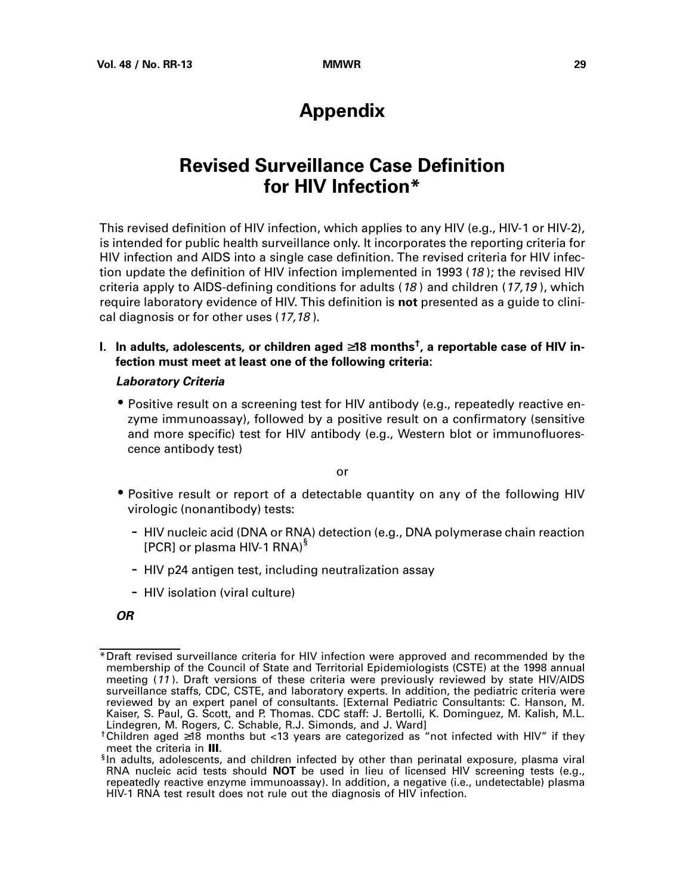# Appendix

## Revised Surveillance Case Definition for HIV Infection*

This revised definition of HIV infection, which applies to any HIV (e.g., HIV-1 or HIV-2), is intended for public health surveillance only. It incorporates the reporting criteria for HIV infection and AIDS into a single case definition. The revised criteria for HIV infection update the definition of HIV infection implemented in 1993 (*18*); the revised HIV criteria apply to AIDS-defining conditions for adults (*18*) and children (*17,19*), which require laboratory evidence of HIV. This definition is **not** presented as a guide to clinical diagnosis or for other uses (*17,18*).

**I. In adults, adolescents, or children aged ≥18 months†, a reportable case of HIV infection must meet at least one of the following criteria**:

***Laboratory Criteria***

- Positive result on a screening test for HIV antibody (e.g., repeatedly reactive enzyme immunoassay), followed by a positive result on a confirmatory (sensitive and more specific) test for HIV antibody (e.g., Western blot or immunofluorescence antibody test)

or

- Positive result or report of a detectable quantity on any of the following HIV virologic (nonantibody) tests:
  - HIV nucleic acid (DNA or RNA) detection (e.g., DNA polymerase chain reaction [PCR] or plasma HIV-1 RNA)§
  - HIV p24 antigen test, including neutralization assay
  - HIV isolation (viral culture)

***OR***

---

*Draft revised surveillance criteria for HIV infection were approved and recommended by the membership of the Council of State and Territorial Epidemiologists (CSTE) at the 1998 annual meeting (*11*). Draft versions of these criteria were previously reviewed by state HIV/AIDS surveillance staffs, CDC, CSTE, and laboratory experts. In addition, the pediatric criteria were reviewed by an expert panel of consultants. [External Pediatric Consultants: C. Hanson, M. Kaiser, S. Paul, G. Scott, and P. Thomas. CDC staff: J. Bertolli, K. Dominguez, M. Kalish, M.L. Lindegren, M. Rogers, C. Schable, R.J. Simonds, and J. Ward]

†Children aged ≥18 months but <13 years are categorized as "not infected with HIV" if they meet the criteria in **III**.

§In adults, adolescents, and children infected by other than perinatal exposure, plasma viral RNA nucleic acid tests should **NOT** be used in lieu of licensed HIV screening tests (e.g., repeatedly reactive enzyme immunoassay). In addition, a negative (i.e., undetectable) plasma HIV-1 RNA test result does not rule out the diagnosis of HIV infection.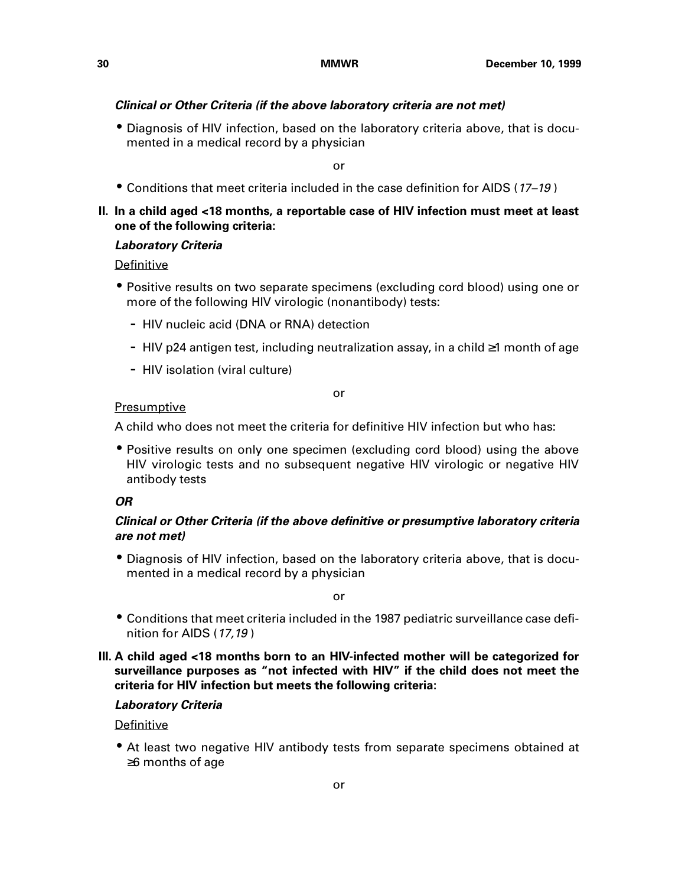***Clinical or Other Criteria (if the above laboratory criteria are not met)***

- Diagnosis of HIV infection, based on the laboratory criteria above, that is documented in a medical record by a physician

or

- Conditions that meet criteria included in the case definition for AIDS (*17–19*)

**II. In a child aged <18 months, a reportable case of HIV infection must meet at least one of the following criteria:**

***Laboratory Criteria***

Definitive

- Positive results on two separate specimens (excluding cord blood) using one or more of the following HIV virologic (nonantibody) tests:
  - HIV nucleic acid (DNA or RNA) detection
  - HIV p24 antigen test, including neutralization assay, in a child ≥1 month of age
  - HIV isolation (viral culture)

or

Presumptive

A child who does not meet the criteria for definitive HIV infection but who has:

- Positive results on only one specimen (excluding cord blood) using the above HIV virologic tests and no subsequent negative HIV virologic or negative HIV antibody tests

***OR***

***Clinical or Other Criteria (if the above definitive or presumptive laboratory criteria are not met)***

- Diagnosis of HIV infection, based on the laboratory criteria above, that is documented in a medical record by a physician

or

- Conditions that meet criteria included in the 1987 pediatric surveillance case definition for AIDS (*17,19*)

**III. A child aged <18 months born to an HIV-infected mother will be categorized for surveillance purposes as "not infected with HIV" if the child does not meet the criteria for HIV infection but meets the following criteria:**

***Laboratory Criteria***

Definitive

- At least two negative HIV antibody tests from separate specimens obtained at ≥6 months of age

or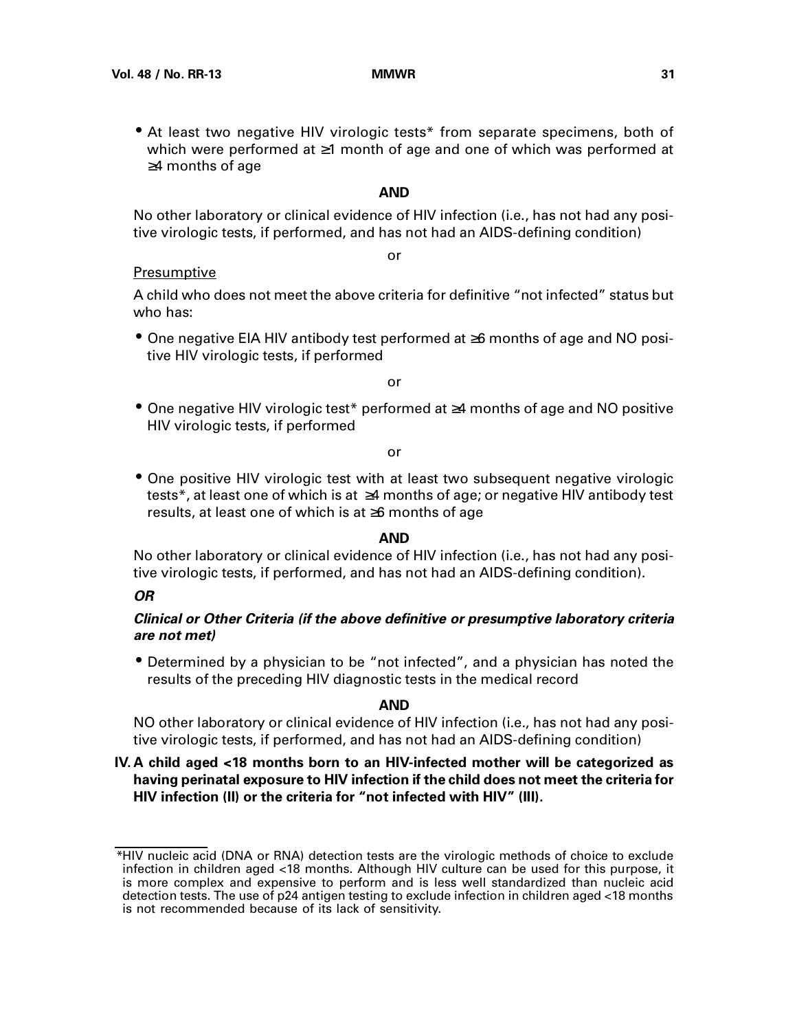- At least two negative HIV virologic tests* from separate specimens, both of which were performed at ≥1 month of age and one of which was performed at ≥4 months of age

**AND**

No other laboratory or clinical evidence of HIV infection (i.e., has not had any positive virologic tests, if performed, and has not had an AIDS-defining condition)

or

Presumptive

A child who does not meet the above criteria for definitive "not infected" status but who has:

- One negative EIA HIV antibody test performed at ≥6 months of age and NO positive HIV virologic tests, if performed

or

- One negative HIV virologic test* performed at ≥4 months of age and NO positive HIV virologic tests, if performed

or

- One positive HIV virologic test with at least two subsequent negative virologic tests*, at least one of which is at ≥4 months of age; or negative HIV antibody test results, at least one of which is at ≥6 months of age

**AND**

No other laboratory or clinical evidence of HIV infection (i.e., has not had any positive virologic tests, if performed, and has not had an AIDS-defining condition).

***OR***

***Clinical or Other Criteria (if the above definitive or presumptive laboratory criteria are not met)***

- Determined by a physician to be "not infected", and a physician has noted the results of the preceding HIV diagnostic tests in the medical record

**AND**

NO other laboratory or clinical evidence of HIV infection (i.e., has not had any positive virologic tests, if performed, and has not had an AIDS-defining condition)

**IV. A child aged <18 months born to an HIV-infected mother will be categorized as having perinatal exposure to HIV infection if the child does not meet the criteria for HIV infection (II) or the criteria for "not infected with HIV" (III).**

---

*HIV nucleic acid (DNA or RNA) detection tests are the virologic methods of choice to exclude infection in children aged <18 months. Although HIV culture can be used for this purpose, it is more complex and expensive to perform and is less well standardized than nucleic acid detection tests. The use of p24 antigen testing to exclude infection in children aged <18 months is not recommended because of its lack of sensitivity.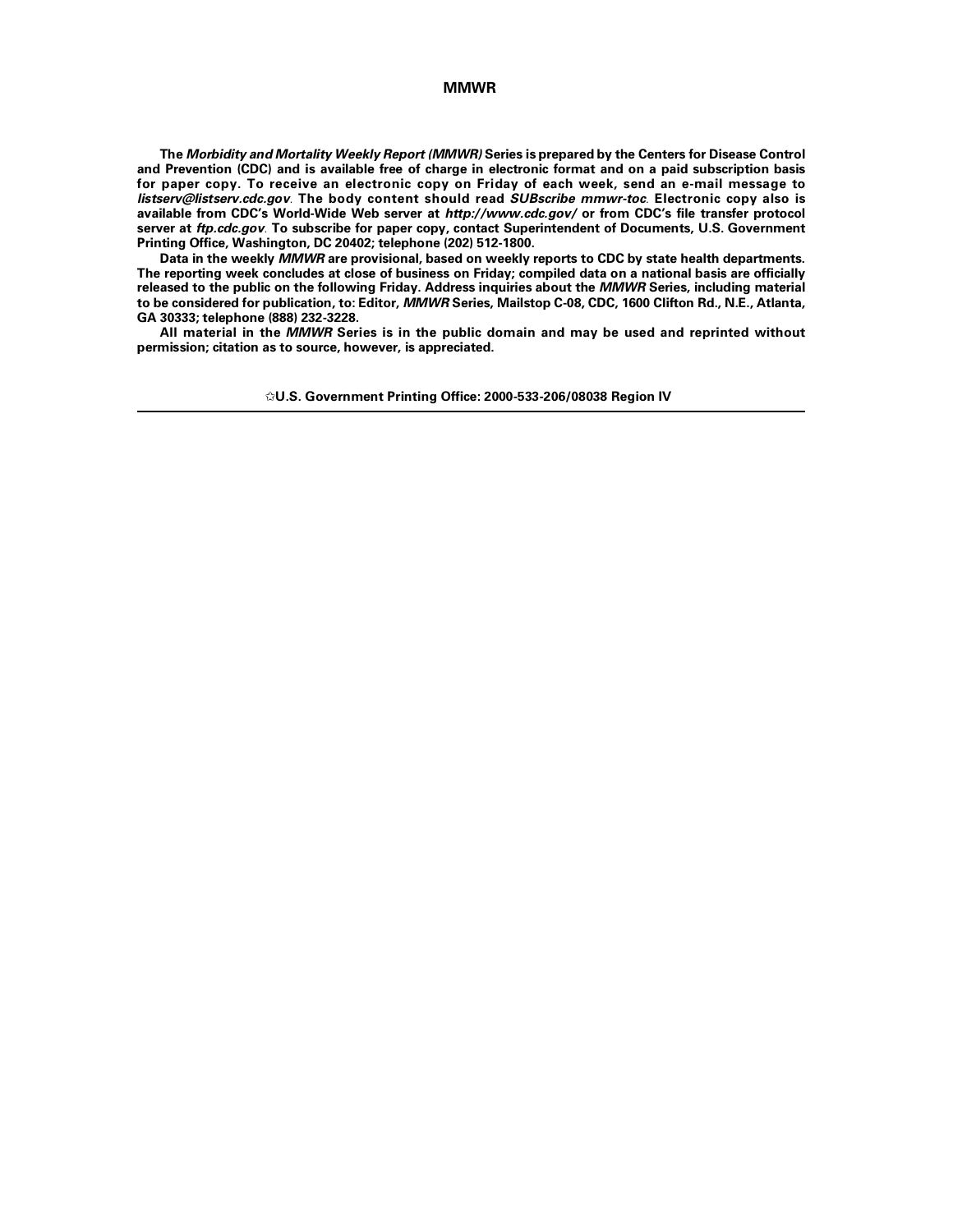**The *Morbidity and Mortality Weekly Report (MMWR)* Series is prepared by the Centers for Disease Control and Prevention (CDC) and is available free of charge in electronic format and on a paid subscription basis for paper copy. To receive an electronic copy on Friday of each week, send an e-mail message to *listserv@listserv.cdc.gov*. The body content should read *SUBscribe mmwr-toc*. Electronic copy also is available from CDC's World-Wide Web server at *http://www.cdc.gov/* or from CDC's file transfer protocol server at *ftp.cdc.gov*. To subscribe for paper copy, contact Superintendent of Documents, U.S. Government Printing Office, Washington, DC 20402; telephone (202) 512-1800.**

**Data in the weekly *MMWR* are provisional, based on weekly reports to CDC by state health departments. The reporting week concludes at close of business on Friday; compiled data on a national basis are officially released to the public on the following Friday. Address inquiries about the *MMWR* Series, including material to be considered for publication, to: Editor, *MMWR* Series, Mailstop C-08, CDC, 1600 Clifton Rd., N.E., Atlanta, GA 30333; telephone (888) 232-3228.**

**All material in the *MMWR* Series is in the public domain and may be used and reprinted without permission; citation as to source, however, is appreciated.**

**✩U.S. Government Printing Office: 2000-533-206/08038 Region IV**